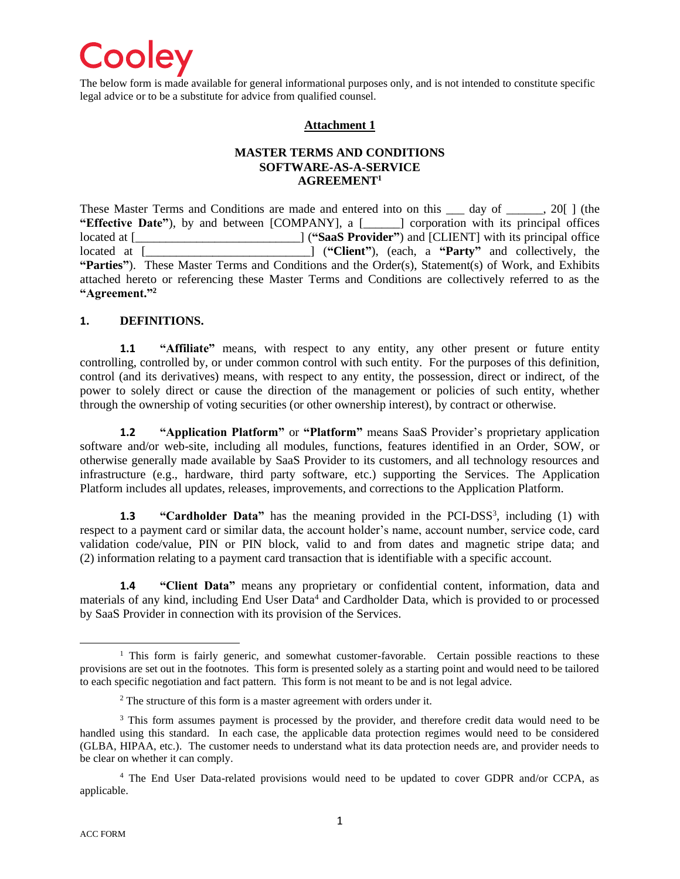Cooley

The below form is made available for general informational purposes only, and is not intended to constitute specific legal advice or to be a substitute for advice from qualified counsel.

**Attachment 1**

**MASTER TERMS AND CONDITIONS**
**SOFTWARE-AS-A-SERVICE**
**AGREEMENT[1]**

These Master Terms and Conditions are made and entered into on this ___ day of ______, 20[ ] (the **"Effective Date"**), by and between [COMPANY], a [______] corporation with its principal offices located at [___________________________] (**"SaaS Provider"**) and [CLIENT] with its principal office located at [___________________________] (**"Client"**), (each, a **"Party"** and collectively, the **"Parties"**). These Master Terms and Conditions and the Order(s), Statement(s) of Work, and Exhibits attached hereto or referencing these Master Terms and Conditions are collectively referred to as the **"Agreement."[2]**

## 1. DEFINITIONS.

**1.1** **"Affiliate"** means, with respect to any entity, any other present or future entity controlling, controlled by, or under common control with such entity. For the purposes of this definition, control (and its derivatives) means, with respect to any entity, the possession, direct or indirect, of the power to solely direct or cause the direction of the management or policies of such entity, whether through the ownership of voting securities (or other ownership interest), by contract or otherwise.

**1.2** **"Application Platform"** or **"Platform"** means SaaS Provider's proprietary application software and/or web-site, including all modules, functions, features identified in an Order, SOW, or otherwise generally made available by SaaS Provider to its customers, and all technology resources and infrastructure (e.g., hardware, third party software, etc.) supporting the Services. The Application Platform includes all updates, releases, improvements, and corrections to the Application Platform.

**1.3** **"Cardholder Data"** has the meaning provided in the PCI-DSS[3], including (1) with respect to a payment card or similar data, the account holder's name, account number, service code, card validation code/value, PIN or PIN block, valid to and from dates and magnetic stripe data; and (2) information relating to a payment card transaction that is identifiable with a specific account.

**1.4** **"Client Data"** means any proprietary or confidential content, information, data and materials of any kind, including End User Data[4] and Cardholder Data, which is provided to or processed by SaaS Provider in connection with its provision of the Services.

---

[1] This form is fairly generic, and somewhat customer-favorable. Certain possible reactions to these provisions are set out in the footnotes. This form is presented solely as a starting point and would need to be tailored to each specific negotiation and fact pattern. This form is not meant to be and is not legal advice.

[2] The structure of this form is a master agreement with orders under it.

[3] This form assumes payment is processed by the provider, and therefore credit data would need to be handled using this standard. In each case, the applicable data protection regimes would need to be considered (GLBA, HIPAA, etc.). The customer needs to understand what its data protection needs are, and provider needs to be clear on whether it can comply.

[4] The End User Data-related provisions would need to be updated to cover GDPR and/or CCPA, as applicable.

ACC FORM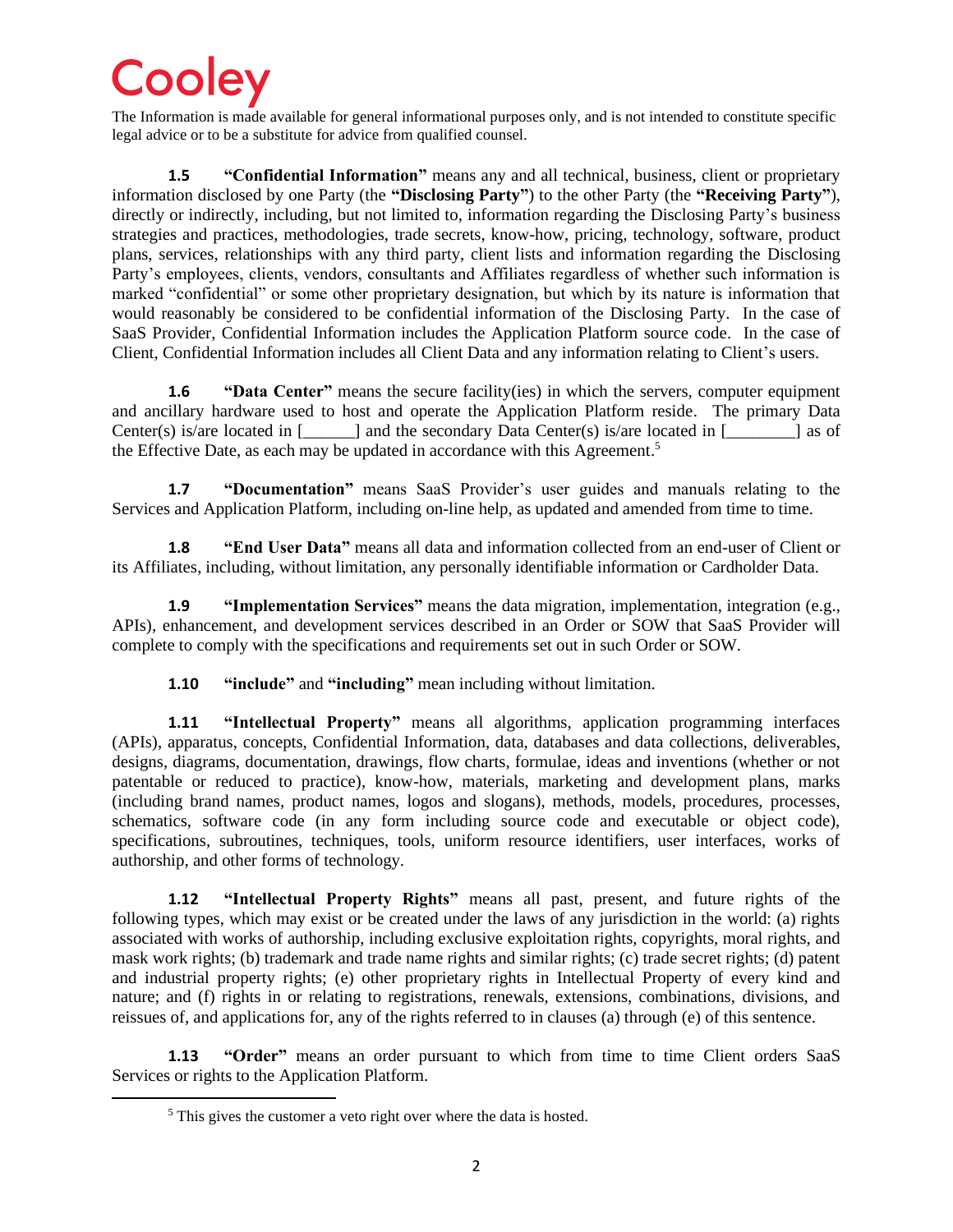The Information is made available for general informational purposes only, and is not intended to constitute specific legal advice or to be a substitute for advice from qualified counsel.

**1.5 "Confidential Information"** means any and all technical, business, client or proprietary information disclosed by one Party (the **"Disclosing Party"**) to the other Party (the **"Receiving Party"**), directly or indirectly, including, but not limited to, information regarding the Disclosing Party's business strategies and practices, methodologies, trade secrets, know-how, pricing, technology, software, product plans, services, relationships with any third party, client lists and information regarding the Disclosing Party's employees, clients, vendors, consultants and Affiliates regardless of whether such information is marked "confidential" or some other proprietary designation, but which by its nature is information that would reasonably be considered to be confidential information of the Disclosing Party. In the case of SaaS Provider, Confidential Information includes the Application Platform source code. In the case of Client, Confidential Information includes all Client Data and any information relating to Client's users.

**1.6 "Data Center"** means the secure facility(ies) in which the servers, computer equipment and ancillary hardware used to host and operate the Application Platform reside. The primary Data Center(s) is/are located in [______] and the secondary Data Center(s) is/are located in [________] as of the Effective Date, as each may be updated in accordance with this Agreement.[5]

**1.7 "Documentation"** means SaaS Provider's user guides and manuals relating to the Services and Application Platform, including on-line help, as updated and amended from time to time.

**1.8 "End User Data"** means all data and information collected from an end-user of Client or its Affiliates, including, without limitation, any personally identifiable information or Cardholder Data.

**1.9 "Implementation Services"** means the data migration, implementation, integration (e.g., APIs), enhancement, and development services described in an Order or SOW that SaaS Provider will complete to comply with the specifications and requirements set out in such Order or SOW.

**1.10 "include"** and **"including"** mean including without limitation.

**1.11 "Intellectual Property"** means all algorithms, application programming interfaces (APIs), apparatus, concepts, Confidential Information, data, databases and data collections, deliverables, designs, diagrams, documentation, drawings, flow charts, formulae, ideas and inventions (whether or not patentable or reduced to practice), know-how, materials, marketing and development plans, marks (including brand names, product names, logos and slogans), methods, models, procedures, processes, schematics, software code (in any form including source code and executable or object code), specifications, subroutines, techniques, tools, uniform resource identifiers, user interfaces, works of authorship, and other forms of technology.

**1.12 "Intellectual Property Rights"** means all past, present, and future rights of the following types, which may exist or be created under the laws of any jurisdiction in the world: (a) rights associated with works of authorship, including exclusive exploitation rights, copyrights, moral rights, and mask work rights; (b) trademark and trade name rights and similar rights; (c) trade secret rights; (d) patent and industrial property rights; (e) other proprietary rights in Intellectual Property of every kind and nature; and (f) rights in or relating to registrations, renewals, extensions, combinations, divisions, and reissues of, and applications for, any of the rights referred to in clauses (a) through (e) of this sentence.

**1.13 "Order"** means an order pursuant to which from time to time Client orders SaaS Services or rights to the Application Platform.

---

[5] This gives the customer a veto right over where the data is hosted.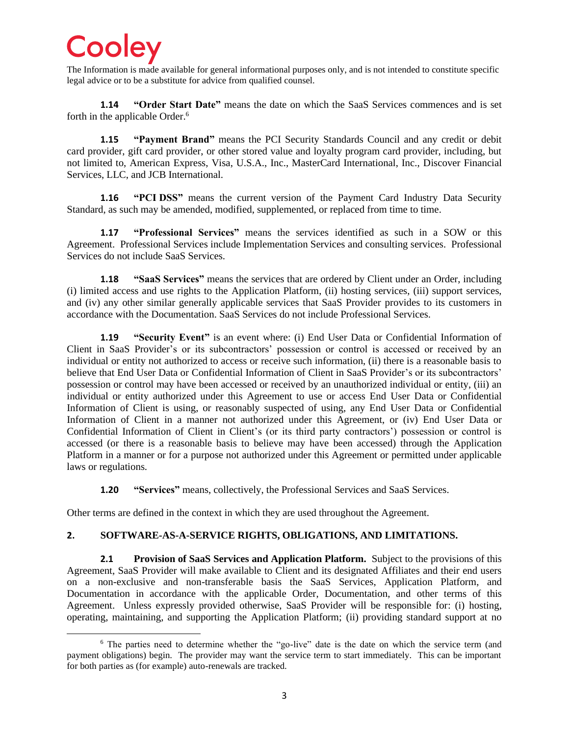The Information is made available for general informational purposes only, and is not intended to constitute specific legal advice or to be a substitute for advice from qualified counsel.

**1.14 "Order Start Date"** means the date on which the SaaS Services commences and is set forth in the applicable Order.[6]

**1.15 "Payment Brand"** means the PCI Security Standards Council and any credit or debit card provider, gift card provider, or other stored value and loyalty program card provider, including, but not limited to, American Express, Visa, U.S.A., Inc., MasterCard International, Inc., Discover Financial Services, LLC, and JCB International.

**1.16 "PCI DSS"** means the current version of the Payment Card Industry Data Security Standard, as such may be amended, modified, supplemented, or replaced from time to time.

**1.17 "Professional Services"** means the services identified as such in a SOW or this Agreement. Professional Services include Implementation Services and consulting services. Professional Services do not include SaaS Services.

**1.18 "SaaS Services"** means the services that are ordered by Client under an Order, including (i) limited access and use rights to the Application Platform, (ii) hosting services, (iii) support services, and (iv) any other similar generally applicable services that SaaS Provider provides to its customers in accordance with the Documentation. SaaS Services do not include Professional Services.

**1.19 "Security Event"** is an event where: (i) End User Data or Confidential Information of Client in SaaS Provider's or its subcontractors' possession or control is accessed or received by an individual or entity not authorized to access or receive such information, (ii) there is a reasonable basis to believe that End User Data or Confidential Information of Client in SaaS Provider's or its subcontractors' possession or control may have been accessed or received by an unauthorized individual or entity, (iii) an individual or entity authorized under this Agreement to use or access End User Data or Confidential Information of Client is using, or reasonably suspected of using, any End User Data or Confidential Information of Client in a manner not authorized under this Agreement, or (iv) End User Data or Confidential Information of Client in Client's (or its third party contractors') possession or control is accessed (or there is a reasonable basis to believe may have been accessed) through the Application Platform in a manner or for a purpose not authorized under this Agreement or permitted under applicable laws or regulations.

**1.20 "Services"** means, collectively, the Professional Services and SaaS Services.

Other terms are defined in the context in which they are used throughout the Agreement.

## 2. SOFTWARE-AS-A-SERVICE RIGHTS, OBLIGATIONS, AND LIMITATIONS.

**2.1 Provision of SaaS Services and Application Platform.** Subject to the provisions of this Agreement, SaaS Provider will make available to Client and its designated Affiliates and their end users on a non-exclusive and non-transferable basis the SaaS Services, Application Platform, and Documentation in accordance with the applicable Order, Documentation, and other terms of this Agreement. Unless expressly provided otherwise, SaaS Provider will be responsible for: (i) hosting, operating, maintaining, and supporting the Application Platform; (ii) providing standard support at no

[6] The parties need to determine whether the "go-live" date is the date on which the service term (and payment obligations) begin. The provider may want the service term to start immediately. This can be important for both parties as (for example) auto-renewals are tracked.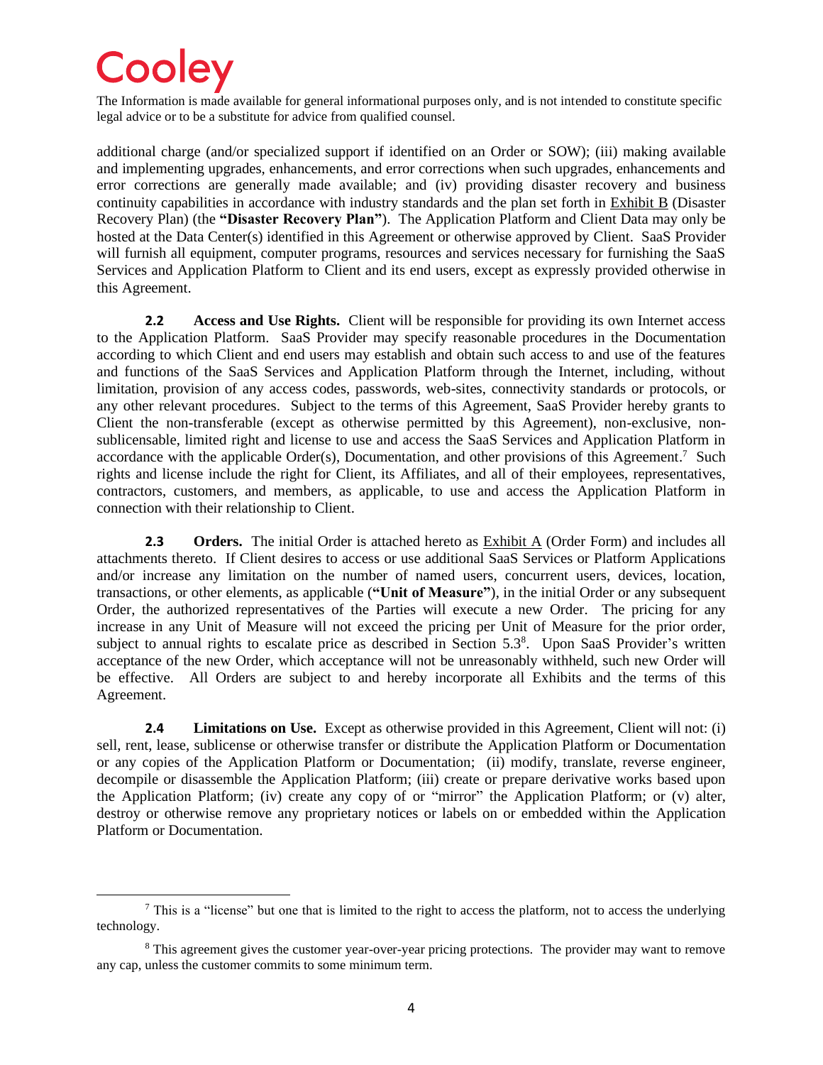additional charge (and/or specialized support if identified on an Order or SOW); (iii) making available and implementing upgrades, enhancements, and error corrections when such upgrades, enhancements and error corrections are generally made available; and (iv) providing disaster recovery and business continuity capabilities in accordance with industry standards and the plan set forth in Exhibit B (Disaster Recovery Plan) (the **"Disaster Recovery Plan"**). The Application Platform and Client Data may only be hosted at the Data Center(s) identified in this Agreement or otherwise approved by Client. SaaS Provider will furnish all equipment, computer programs, resources and services necessary for furnishing the SaaS Services and Application Platform to Client and its end users, except as expressly provided otherwise in this Agreement.

**2.2 Access and Use Rights.** Client will be responsible for providing its own Internet access to the Application Platform. SaaS Provider may specify reasonable procedures in the Documentation according to which Client and end users may establish and obtain such access to and use of the features and functions of the SaaS Services and Application Platform through the Internet, including, without limitation, provision of any access codes, passwords, web-sites, connectivity standards or protocols, or any other relevant procedures. Subject to the terms of this Agreement, SaaS Provider hereby grants to Client the non-transferable (except as otherwise permitted by this Agreement), non-exclusive, non-sublicensable, limited right and license to use and access the SaaS Services and Application Platform in accordance with the applicable Order(s), Documentation, and other provisions of this Agreement.[7] Such rights and license include the right for Client, its Affiliates, and all of their employees, representatives, contractors, customers, and members, as applicable, to use and access the Application Platform in connection with their relationship to Client.

**2.3 Orders.** The initial Order is attached hereto as Exhibit A (Order Form) and includes all attachments thereto. If Client desires to access or use additional SaaS Services or Platform Applications and/or increase any limitation on the number of named users, concurrent users, devices, location, transactions, or other elements, as applicable (**"Unit of Measure"**), in the initial Order or any subsequent Order, the authorized representatives of the Parties will execute a new Order. The pricing for any increase in any Unit of Measure will not exceed the pricing per Unit of Measure for the prior order, subject to annual rights to escalate price as described in Section 5.3[8]. Upon SaaS Provider's written acceptance of the new Order, which acceptance will not be unreasonably withheld, such new Order will be effective. All Orders are subject to and hereby incorporate all Exhibits and the terms of this Agreement.

**2.4 Limitations on Use.** Except as otherwise provided in this Agreement, Client will not: (i) sell, rent, lease, sublicense or otherwise transfer or distribute the Application Platform or Documentation or any copies of the Application Platform or Documentation; (ii) modify, translate, reverse engineer, decompile or disassemble the Application Platform; (iii) create or prepare derivative works based upon the Application Platform; (iv) create any copy of or "mirror" the Application Platform; or (v) alter, destroy or otherwise remove any proprietary notices or labels on or embedded within the Application Platform or Documentation.

---

[7] This is a "license" but one that is limited to the right to access the platform, not to access the underlying technology.

[8] This agreement gives the customer year-over-year pricing protections. The provider may want to remove any cap, unless the customer commits to some minimum term.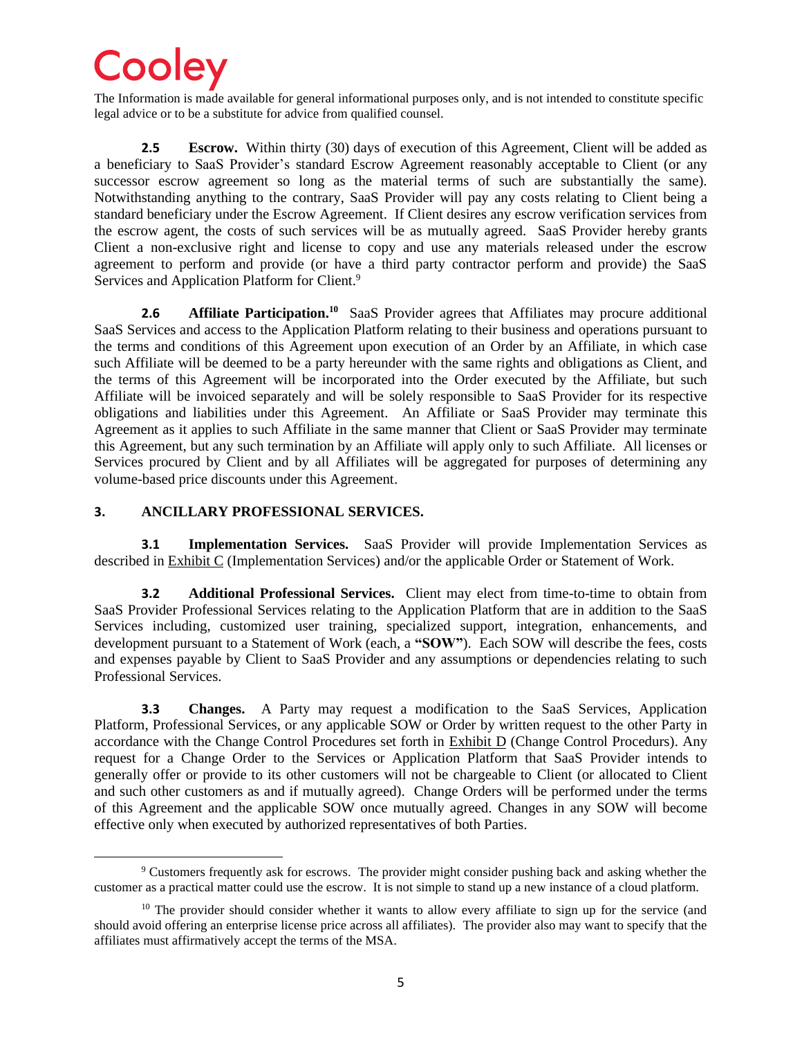The Information is made available for general informational purposes only, and is not intended to constitute specific legal advice or to be a substitute for advice from qualified counsel.

**2.5 Escrow.** Within thirty (30) days of execution of this Agreement, Client will be added as a beneficiary to SaaS Provider's standard Escrow Agreement reasonably acceptable to Client (or any successor escrow agreement so long as the material terms of such are substantially the same). Notwithstanding anything to the contrary, SaaS Provider will pay any costs relating to Client being a standard beneficiary under the Escrow Agreement. If Client desires any escrow verification services from the escrow agent, the costs of such services will be as mutually agreed. SaaS Provider hereby grants Client a non-exclusive right and license to copy and use any materials released under the escrow agreement to perform and provide (or have a third party contractor perform and provide) the SaaS Services and Application Platform for Client.[9]

**2.6 Affiliate Participation.**[10] SaaS Provider agrees that Affiliates may procure additional SaaS Services and access to the Application Platform relating to their business and operations pursuant to the terms and conditions of this Agreement upon execution of an Order by an Affiliate, in which case such Affiliate will be deemed to be a party hereunder with the same rights and obligations as Client, and the terms of this Agreement will be incorporated into the Order executed by the Affiliate, but such Affiliate will be invoiced separately and will be solely responsible to SaaS Provider for its respective obligations and liabilities under this Agreement. An Affiliate or SaaS Provider may terminate this Agreement as it applies to such Affiliate in the same manner that Client or SaaS Provider may terminate this Agreement, but any such termination by an Affiliate will apply only to such Affiliate. All licenses or Services procured by Client and by all Affiliates will be aggregated for purposes of determining any volume-based price discounts under this Agreement.

## 3. ANCILLARY PROFESSIONAL SERVICES.

**3.1 Implementation Services.** SaaS Provider will provide Implementation Services as described in Exhibit C (Implementation Services) and/or the applicable Order or Statement of Work.

**3.2 Additional Professional Services.** Client may elect from time-to-time to obtain from SaaS Provider Professional Services relating to the Application Platform that are in addition to the SaaS Services including, customized user training, specialized support, integration, enhancements, and development pursuant to a Statement of Work (each, a **"SOW"**). Each SOW will describe the fees, costs and expenses payable by Client to SaaS Provider and any assumptions or dependencies relating to such Professional Services.

**3.3 Changes.** A Party may request a modification to the SaaS Services, Application Platform, Professional Services, or any applicable SOW or Order by written request to the other Party in accordance with the Change Control Procedures set forth in Exhibit D (Change Control Procedurs). Any request for a Change Order to the Services or Application Platform that SaaS Provider intends to generally offer or provide to its other customers will not be chargeable to Client (or allocated to Client and such other customers as and if mutually agreed). Change Orders will be performed under the terms of this Agreement and the applicable SOW once mutually agreed. Changes in any SOW will become effective only when executed by authorized representatives of both Parties.

---

[9] Customers frequently ask for escrows. The provider might consider pushing back and asking whether the customer as a practical matter could use the escrow. It is not simple to stand up a new instance of a cloud platform.

[10] The provider should consider whether it wants to allow every affiliate to sign up for the service (and should avoid offering an enterprise license price across all affiliates). The provider also may want to specify that the affiliates must affirmatively accept the terms of the MSA.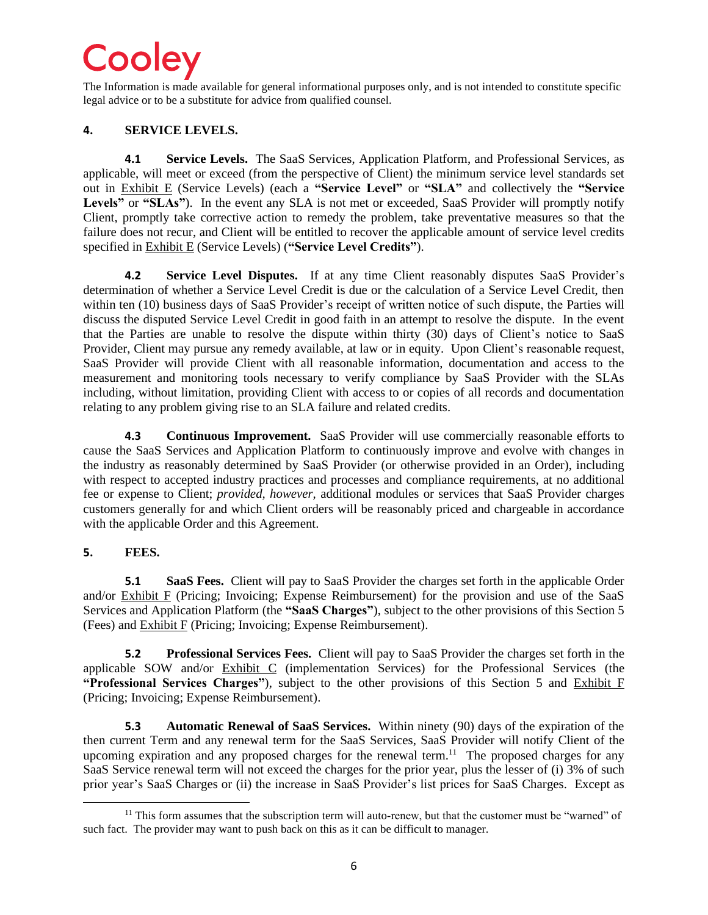The Information is made available for general informational purposes only, and is not intended to constitute specific legal advice or to be a substitute for advice from qualified counsel.

## 4. SERVICE LEVELS.

**4.1 Service Levels.** The SaaS Services, Application Platform, and Professional Services, as applicable, will meet or exceed (from the perspective of Client) the minimum service level standards set out in Exhibit E (Service Levels) (each a **"Service Level"** or **"SLA"** and collectively the **"Service Levels"** or **"SLAs"**). In the event any SLA is not met or exceeded, SaaS Provider will promptly notify Client, promptly take corrective action to remedy the problem, take preventative measures so that the failure does not recur, and Client will be entitled to recover the applicable amount of service level credits specified in Exhibit E (Service Levels) (**"Service Level Credits"**).

**4.2 Service Level Disputes.** If at any time Client reasonably disputes SaaS Provider's determination of whether a Service Level Credit is due or the calculation of a Service Level Credit, then within ten (10) business days of SaaS Provider's receipt of written notice of such dispute, the Parties will discuss the disputed Service Level Credit in good faith in an attempt to resolve the dispute. In the event that the Parties are unable to resolve the dispute within thirty (30) days of Client's notice to SaaS Provider, Client may pursue any remedy available, at law or in equity. Upon Client's reasonable request, SaaS Provider will provide Client with all reasonable information, documentation and access to the measurement and monitoring tools necessary to verify compliance by SaaS Provider with the SLAs including, without limitation, providing Client with access to or copies of all records and documentation relating to any problem giving rise to an SLA failure and related credits.

**4.3 Continuous Improvement.** SaaS Provider will use commercially reasonable efforts to cause the SaaS Services and Application Platform to continuously improve and evolve with changes in the industry as reasonably determined by SaaS Provider (or otherwise provided in an Order), including with respect to accepted industry practices and processes and compliance requirements, at no additional fee or expense to Client; *provided, however,* additional modules or services that SaaS Provider charges customers generally for and which Client orders will be reasonably priced and chargeable in accordance with the applicable Order and this Agreement.

## 5. FEES.

**5.1 SaaS Fees.** Client will pay to SaaS Provider the charges set forth in the applicable Order and/or Exhibit F (Pricing; Invoicing; Expense Reimbursement) for the provision and use of the SaaS Services and Application Platform (the **"SaaS Charges"**), subject to the other provisions of this Section 5 (Fees) and Exhibit F (Pricing; Invoicing; Expense Reimbursement).

**5.2 Professional Services Fees.** Client will pay to SaaS Provider the charges set forth in the applicable SOW and/or Exhibit C (implementation Services) for the Professional Services (the **"Professional Services Charges"**), subject to the other provisions of this Section 5 and Exhibit F (Pricing; Invoicing; Expense Reimbursement).

**5.3 Automatic Renewal of SaaS Services.** Within ninety (90) days of the expiration of the then current Term and any renewal term for the SaaS Services, SaaS Provider will notify Client of the upcoming expiration and any proposed charges for the renewal term.[11] The proposed charges for any SaaS Service renewal term will not exceed the charges for the prior year, plus the lesser of (i) 3% of such prior year's SaaS Charges or (ii) the increase in SaaS Provider's list prices for SaaS Charges. Except as

[11] This form assumes that the subscription term will auto-renew, but that the customer must be "warned" of such fact. The provider may want to push back on this as it can be difficult to manager.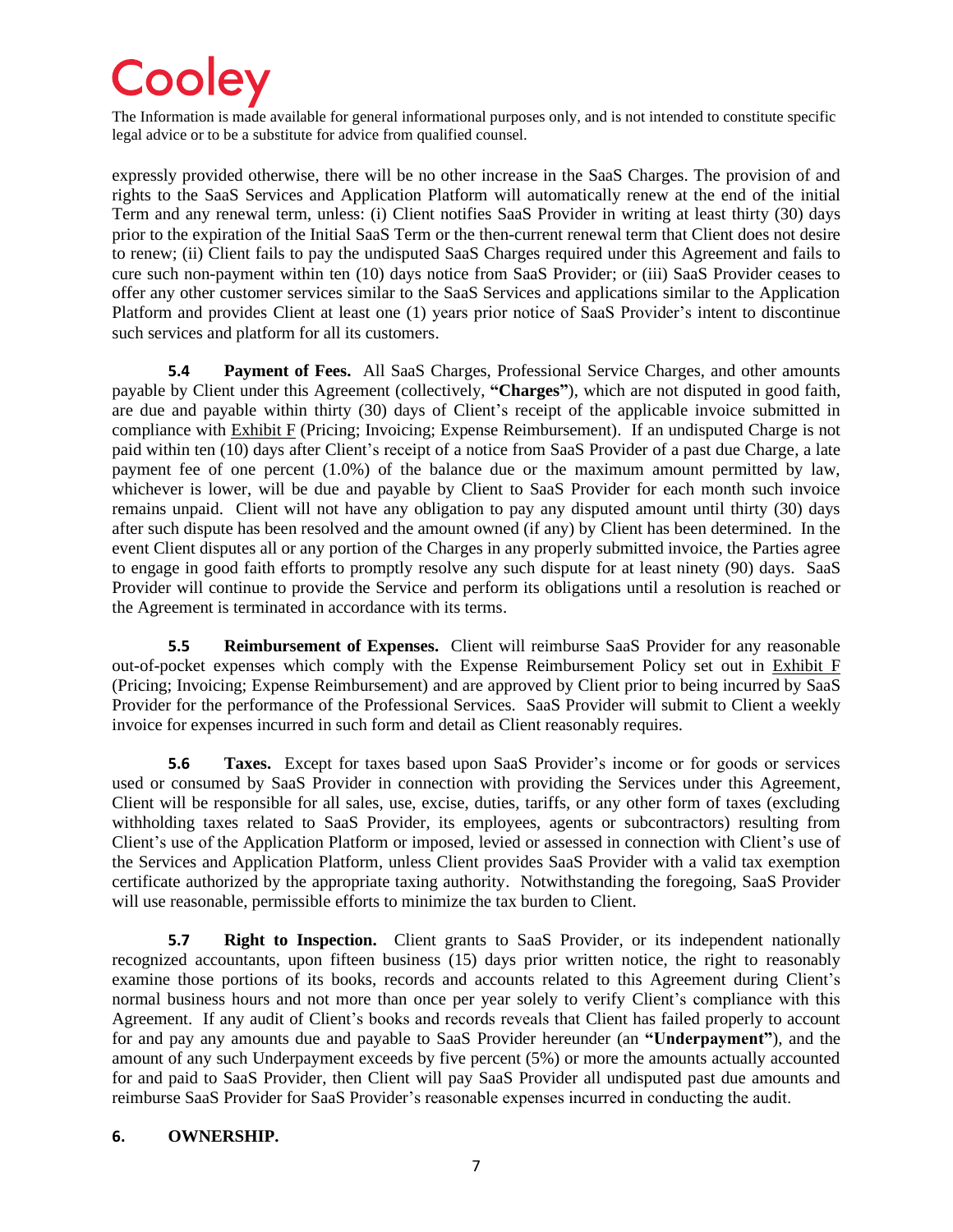expressly provided otherwise, there will be no other increase in the SaaS Charges. The provision of and rights to the SaaS Services and Application Platform will automatically renew at the end of the initial Term and any renewal term, unless: (i) Client notifies SaaS Provider in writing at least thirty (30) days prior to the expiration of the Initial SaaS Term or the then-current renewal term that Client does not desire to renew; (ii) Client fails to pay the undisputed SaaS Charges required under this Agreement and fails to cure such non-payment within ten (10) days notice from SaaS Provider; or (iii) SaaS Provider ceases to offer any other customer services similar to the SaaS Services and applications similar to the Application Platform and provides Client at least one (1) years prior notice of SaaS Provider's intent to discontinue such services and platform for all its customers.

**5.4 Payment of Fees.** All SaaS Charges, Professional Service Charges, and other amounts payable by Client under this Agreement (collectively, **"Charges"**), which are not disputed in good faith, are due and payable within thirty (30) days of Client's receipt of the applicable invoice submitted in compliance with Exhibit F (Pricing; Invoicing; Expense Reimbursement). If an undisputed Charge is not paid within ten (10) days after Client's receipt of a notice from SaaS Provider of a past due Charge, a late payment fee of one percent (1.0%) of the balance due or the maximum amount permitted by law, whichever is lower, will be due and payable by Client to SaaS Provider for each month such invoice remains unpaid. Client will not have any obligation to pay any disputed amount until thirty (30) days after such dispute has been resolved and the amount owned (if any) by Client has been determined. In the event Client disputes all or any portion of the Charges in any properly submitted invoice, the Parties agree to engage in good faith efforts to promptly resolve any such dispute for at least ninety (90) days. SaaS Provider will continue to provide the Service and perform its obligations until a resolution is reached or the Agreement is terminated in accordance with its terms.

**5.5 Reimbursement of Expenses.** Client will reimburse SaaS Provider for any reasonable out-of-pocket expenses which comply with the Expense Reimbursement Policy set out in Exhibit F (Pricing; Invoicing; Expense Reimbursement) and are approved by Client prior to being incurred by SaaS Provider for the performance of the Professional Services. SaaS Provider will submit to Client a weekly invoice for expenses incurred in such form and detail as Client reasonably requires.

**5.6 Taxes.** Except for taxes based upon SaaS Provider's income or for goods or services used or consumed by SaaS Provider in connection with providing the Services under this Agreement, Client will be responsible for all sales, use, excise, duties, tariffs, or any other form of taxes (excluding withholding taxes related to SaaS Provider, its employees, agents or subcontractors) resulting from Client's use of the Application Platform or imposed, levied or assessed in connection with Client's use of the Services and Application Platform, unless Client provides SaaS Provider with a valid tax exemption certificate authorized by the appropriate taxing authority. Notwithstanding the foregoing, SaaS Provider will use reasonable, permissible efforts to minimize the tax burden to Client.

**5.7 Right to Inspection.** Client grants to SaaS Provider, or its independent nationally recognized accountants, upon fifteen business (15) days prior written notice, the right to reasonably examine those portions of its books, records and accounts related to this Agreement during Client's normal business hours and not more than once per year solely to verify Client's compliance with this Agreement. If any audit of Client's books and records reveals that Client has failed properly to account for and pay any amounts due and payable to SaaS Provider hereunder (an **"Underpayment"**), and the amount of any such Underpayment exceeds by five percent (5%) or more the amounts actually accounted for and paid to SaaS Provider, then Client will pay SaaS Provider all undisputed past due amounts and reimburse SaaS Provider for SaaS Provider's reasonable expenses incurred in conducting the audit.

## 6. OWNERSHIP.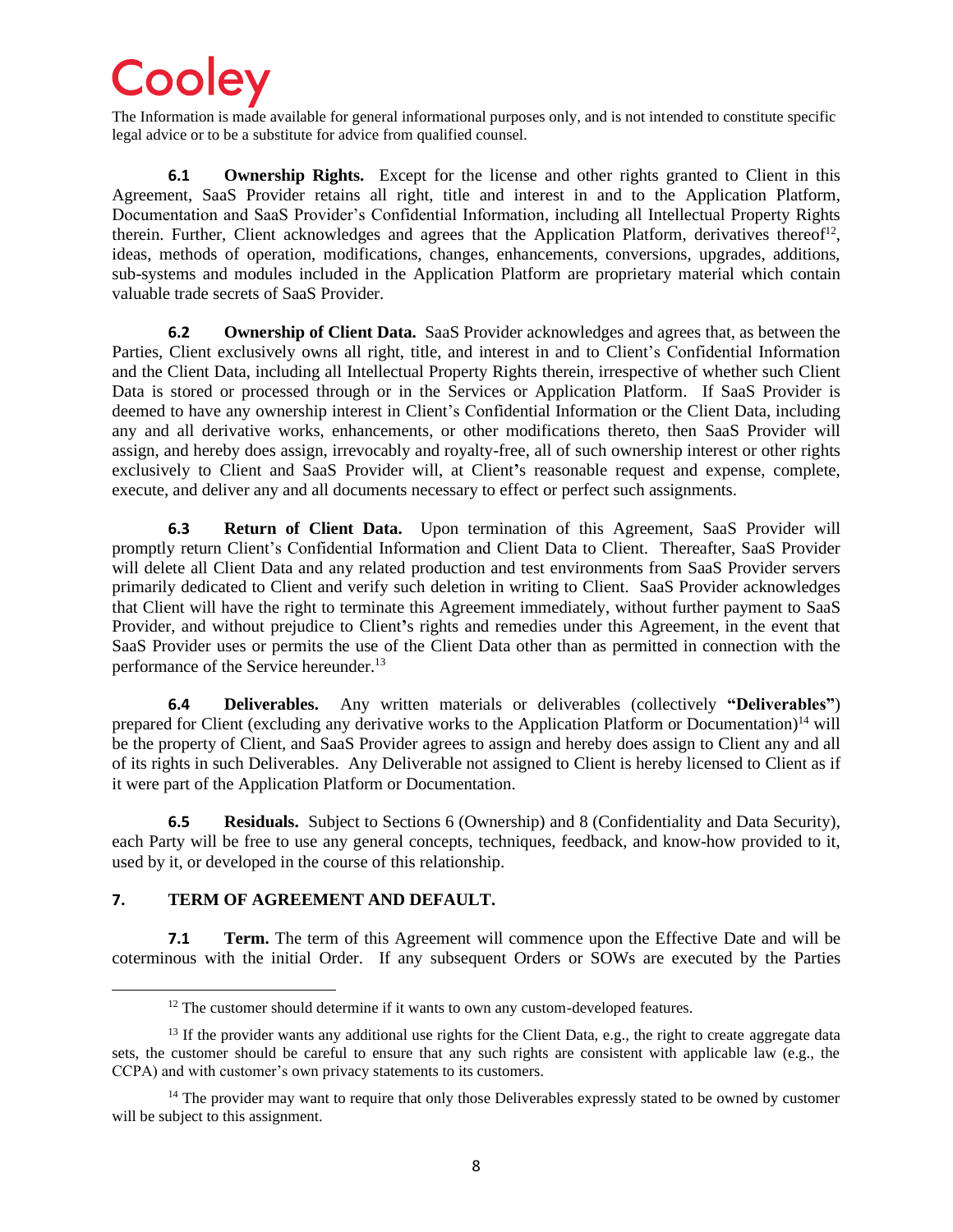The Information is made available for general informational purposes only, and is not intended to constitute specific legal advice or to be a substitute for advice from qualified counsel.

**6.1 Ownership Rights.** Except for the license and other rights granted to Client in this Agreement, SaaS Provider retains all right, title and interest in and to the Application Platform, Documentation and SaaS Provider's Confidential Information, including all Intellectual Property Rights therein. Further, Client acknowledges and agrees that the Application Platform, derivatives thereof[12], ideas, methods of operation, modifications, changes, enhancements, conversions, upgrades, additions, sub-systems and modules included in the Application Platform are proprietary material which contain valuable trade secrets of SaaS Provider.

**6.2 Ownership of Client Data.** SaaS Provider acknowledges and agrees that, as between the Parties, Client exclusively owns all right, title, and interest in and to Client's Confidential Information and the Client Data, including all Intellectual Property Rights therein, irrespective of whether such Client Data is stored or processed through or in the Services or Application Platform. If SaaS Provider is deemed to have any ownership interest in Client's Confidential Information or the Client Data, including any and all derivative works, enhancements, or other modifications thereto, then SaaS Provider will assign, and hereby does assign, irrevocably and royalty-free, all of such ownership interest or other rights exclusively to Client and SaaS Provider will, at Client's reasonable request and expense, complete, execute, and deliver any and all documents necessary to effect or perfect such assignments.

**6.3 Return of Client Data.** Upon termination of this Agreement, SaaS Provider will promptly return Client's Confidential Information and Client Data to Client. Thereafter, SaaS Provider will delete all Client Data and any related production and test environments from SaaS Provider servers primarily dedicated to Client and verify such deletion in writing to Client. SaaS Provider acknowledges that Client will have the right to terminate this Agreement immediately, without further payment to SaaS Provider, and without prejudice to Client's rights and remedies under this Agreement, in the event that SaaS Provider uses or permits the use of the Client Data other than as permitted in connection with the performance of the Service hereunder.[13]

**6.4 Deliverables.** Any written materials or deliverables (collectively **"Deliverables"**) prepared for Client (excluding any derivative works to the Application Platform or Documentation)[14] will be the property of Client, and SaaS Provider agrees to assign and hereby does assign to Client any and all of its rights in such Deliverables. Any Deliverable not assigned to Client is hereby licensed to Client as if it were part of the Application Platform or Documentation.

**6.5 Residuals.** Subject to Sections 6 (Ownership) and 8 (Confidentiality and Data Security), each Party will be free to use any general concepts, techniques, feedback, and know-how provided to it, used by it, or developed in the course of this relationship.

## 7. TERM OF AGREEMENT AND DEFAULT.

**7.1 Term.** The term of this Agreement will commence upon the Effective Date and will be coterminous with the initial Order. If any subsequent Orders or SOWs are executed by the Parties

---

[12] The customer should determine if it wants to own any custom-developed features.

[13] If the provider wants any additional use rights for the Client Data, e.g., the right to create aggregate data sets, the customer should be careful to ensure that any such rights are consistent with applicable law (e.g., the CCPA) and with customer's own privacy statements to its customers.

[14] The provider may want to require that only those Deliverables expressly stated to be owned by customer will be subject to this assignment.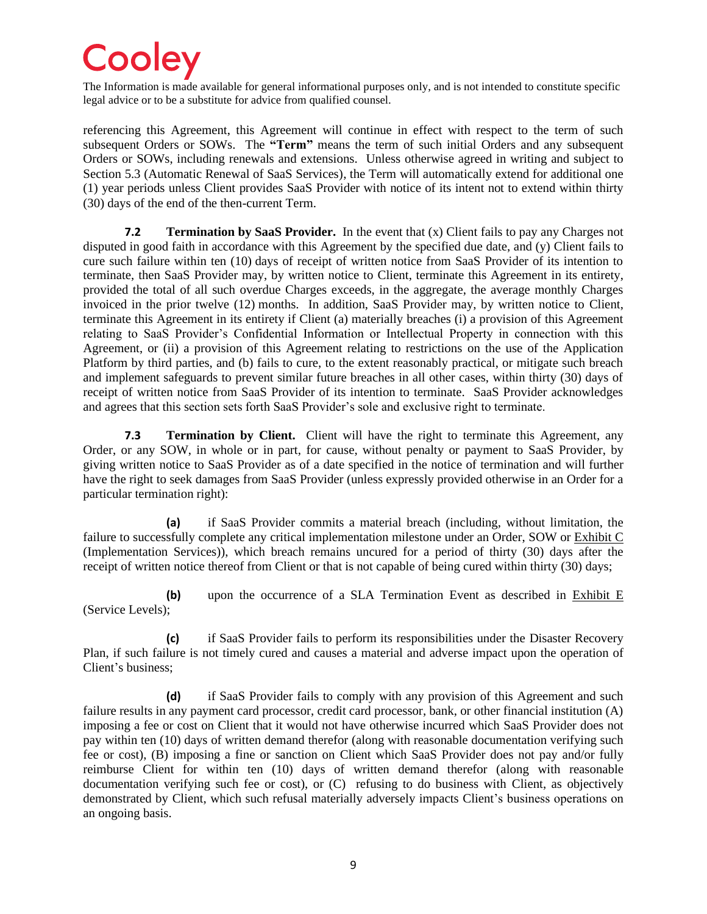The Information is made available for general informational purposes only, and is not intended to constitute specific legal advice or to be a substitute for advice from qualified counsel.

referencing this Agreement, this Agreement will continue in effect with respect to the term of such subsequent Orders or SOWs. The **"Term"** means the term of such initial Orders and any subsequent Orders or SOWs, including renewals and extensions. Unless otherwise agreed in writing and subject to Section 5.3 (Automatic Renewal of SaaS Services), the Term will automatically extend for additional one (1) year periods unless Client provides SaaS Provider with notice of its intent not to extend within thirty (30) days of the end of the then-current Term.

**7.2 Termination by SaaS Provider.** In the event that (x) Client fails to pay any Charges not disputed in good faith in accordance with this Agreement by the specified due date, and (y) Client fails to cure such failure within ten (10) days of receipt of written notice from SaaS Provider of its intention to terminate, then SaaS Provider may, by written notice to Client, terminate this Agreement in its entirety, provided the total of all such overdue Charges exceeds, in the aggregate, the average monthly Charges invoiced in the prior twelve (12) months. In addition, SaaS Provider may, by written notice to Client, terminate this Agreement in its entirety if Client (a) materially breaches (i) a provision of this Agreement relating to SaaS Provider's Confidential Information or Intellectual Property in connection with this Agreement, or (ii) a provision of this Agreement relating to restrictions on the use of the Application Platform by third parties, and (b) fails to cure, to the extent reasonably practical, or mitigate such breach and implement safeguards to prevent similar future breaches in all other cases, within thirty (30) days of receipt of written notice from SaaS Provider of its intention to terminate. SaaS Provider acknowledges and agrees that this section sets forth SaaS Provider's sole and exclusive right to terminate.

**7.3 Termination by Client.** Client will have the right to terminate this Agreement, any Order, or any SOW, in whole or in part, for cause, without penalty or payment to SaaS Provider, by giving written notice to SaaS Provider as of a date specified in the notice of termination and will further have the right to seek damages from SaaS Provider (unless expressly provided otherwise in an Order for a particular termination right):

**(a)** if SaaS Provider commits a material breach (including, without limitation, the failure to successfully complete any critical implementation milestone under an Order, SOW or Exhibit C (Implementation Services)), which breach remains uncured for a period of thirty (30) days after the receipt of written notice thereof from Client or that is not capable of being cured within thirty (30) days;

**(b)** upon the occurrence of a SLA Termination Event as described in Exhibit E (Service Levels);

**(c)** if SaaS Provider fails to perform its responsibilities under the Disaster Recovery Plan, if such failure is not timely cured and causes a material and adverse impact upon the operation of Client's business;

**(d)** if SaaS Provider fails to comply with any provision of this Agreement and such failure results in any payment card processor, credit card processor, bank, or other financial institution (A) imposing a fee or cost on Client that it would not have otherwise incurred which SaaS Provider does not pay within ten (10) days of written demand therefor (along with reasonable documentation verifying such fee or cost), (B) imposing a fine or sanction on Client which SaaS Provider does not pay and/or fully reimburse Client for within ten (10) days of written demand therefor (along with reasonable documentation verifying such fee or cost), or (C) refusing to do business with Client, as objectively demonstrated by Client, which such refusal materially adversely impacts Client's business operations on an ongoing basis.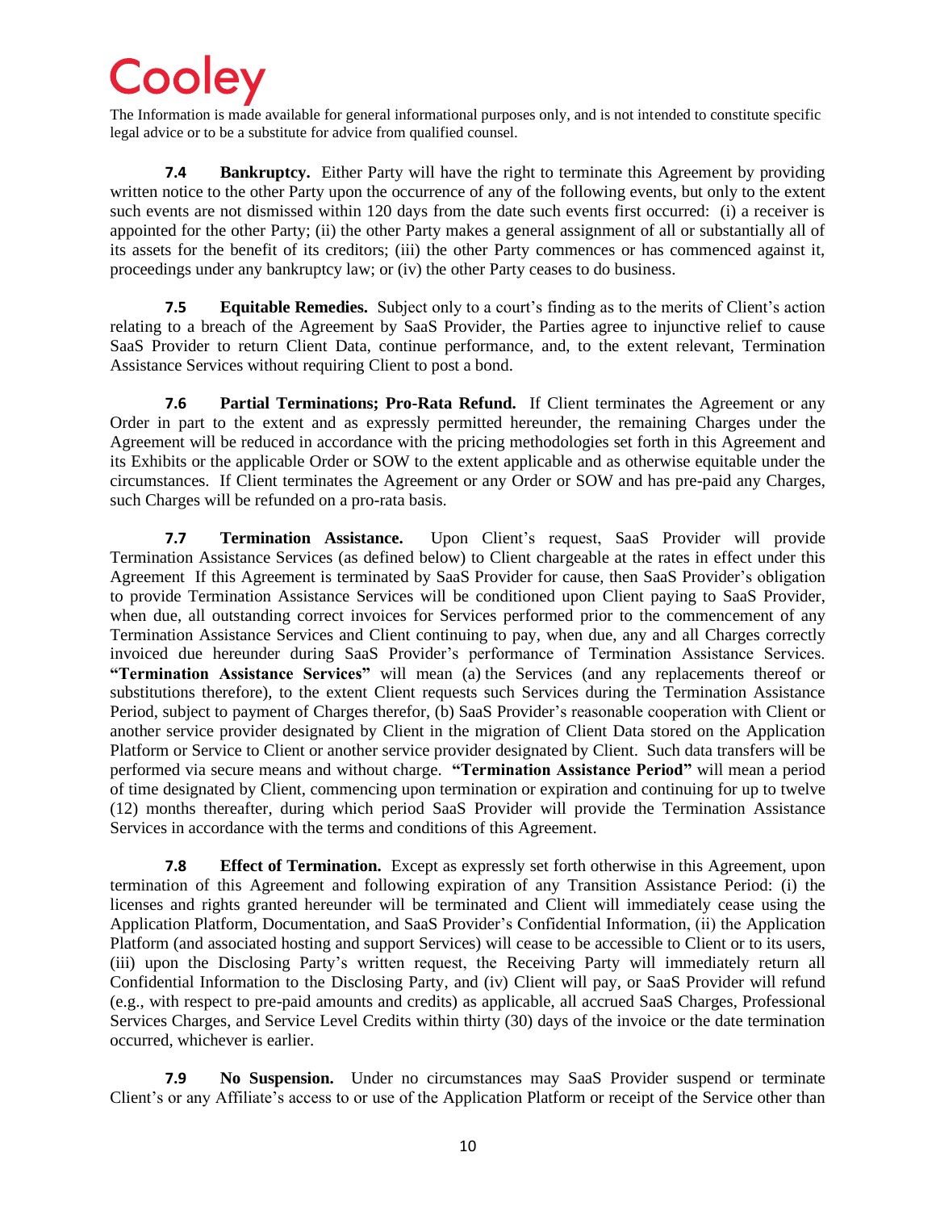Cooley

The Information is made available for general informational purposes only, and is not intended to constitute specific legal advice or to be a substitute for advice from qualified counsel.

**7.4 Bankruptcy.** Either Party will have the right to terminate this Agreement by providing written notice to the other Party upon the occurrence of any of the following events, but only to the extent such events are not dismissed within 120 days from the date such events first occurred: (i) a receiver is appointed for the other Party; (ii) the other Party makes a general assignment of all or substantially all of its assets for the benefit of its creditors; (iii) the other Party commences or has commenced against it, proceedings under any bankruptcy law; or (iv) the other Party ceases to do business.

**7.5 Equitable Remedies.** Subject only to a court's finding as to the merits of Client's action relating to a breach of the Agreement by SaaS Provider, the Parties agree to injunctive relief to cause SaaS Provider to return Client Data, continue performance, and, to the extent relevant, Termination Assistance Services without requiring Client to post a bond.

**7.6 Partial Terminations; Pro-Rata Refund.** If Client terminates the Agreement or any Order in part to the extent and as expressly permitted hereunder, the remaining Charges under the Agreement will be reduced in accordance with the pricing methodologies set forth in this Agreement and its Exhibits or the applicable Order or SOW to the extent applicable and as otherwise equitable under the circumstances. If Client terminates the Agreement or any Order or SOW and has pre-paid any Charges, such Charges will be refunded on a pro-rata basis.

**7.7 Termination Assistance.** Upon Client's request, SaaS Provider will provide Termination Assistance Services (as defined below) to Client chargeable at the rates in effect under this Agreement If this Agreement is terminated by SaaS Provider for cause, then SaaS Provider's obligation to provide Termination Assistance Services will be conditioned upon Client paying to SaaS Provider, when due, all outstanding correct invoices for Services performed prior to the commencement of any Termination Assistance Services and Client continuing to pay, when due, any and all Charges correctly invoiced due hereunder during SaaS Provider's performance of Termination Assistance Services. **"Termination Assistance Services"** will mean (a) the Services (and any replacements thereof or substitutions therefore), to the extent Client requests such Services during the Termination Assistance Period, subject to payment of Charges therefor, (b) SaaS Provider's reasonable cooperation with Client or another service provider designated by Client in the migration of Client Data stored on the Application Platform or Service to Client or another service provider designated by Client. Such data transfers will be performed via secure means and without charge. **"Termination Assistance Period"** will mean a period of time designated by Client, commencing upon termination or expiration and continuing for up to twelve (12) months thereafter, during which period SaaS Provider will provide the Termination Assistance Services in accordance with the terms and conditions of this Agreement.

**7.8 Effect of Termination.** Except as expressly set forth otherwise in this Agreement, upon termination of this Agreement and following expiration of any Transition Assistance Period: (i) the licenses and rights granted hereunder will be terminated and Client will immediately cease using the Application Platform, Documentation, and SaaS Provider's Confidential Information, (ii) the Application Platform (and associated hosting and support Services) will cease to be accessible to Client or to its users, (iii) upon the Disclosing Party's written request, the Receiving Party will immediately return all Confidential Information to the Disclosing Party, and (iv) Client will pay, or SaaS Provider will refund (e.g., with respect to pre-paid amounts and credits) as applicable, all accrued SaaS Charges, Professional Services Charges, and Service Level Credits within thirty (30) days of the invoice or the date termination occurred, whichever is earlier.

**7.9 No Suspension.** Under no circumstances may SaaS Provider suspend or terminate Client's or any Affiliate's access to or use of the Application Platform or receipt of the Service other than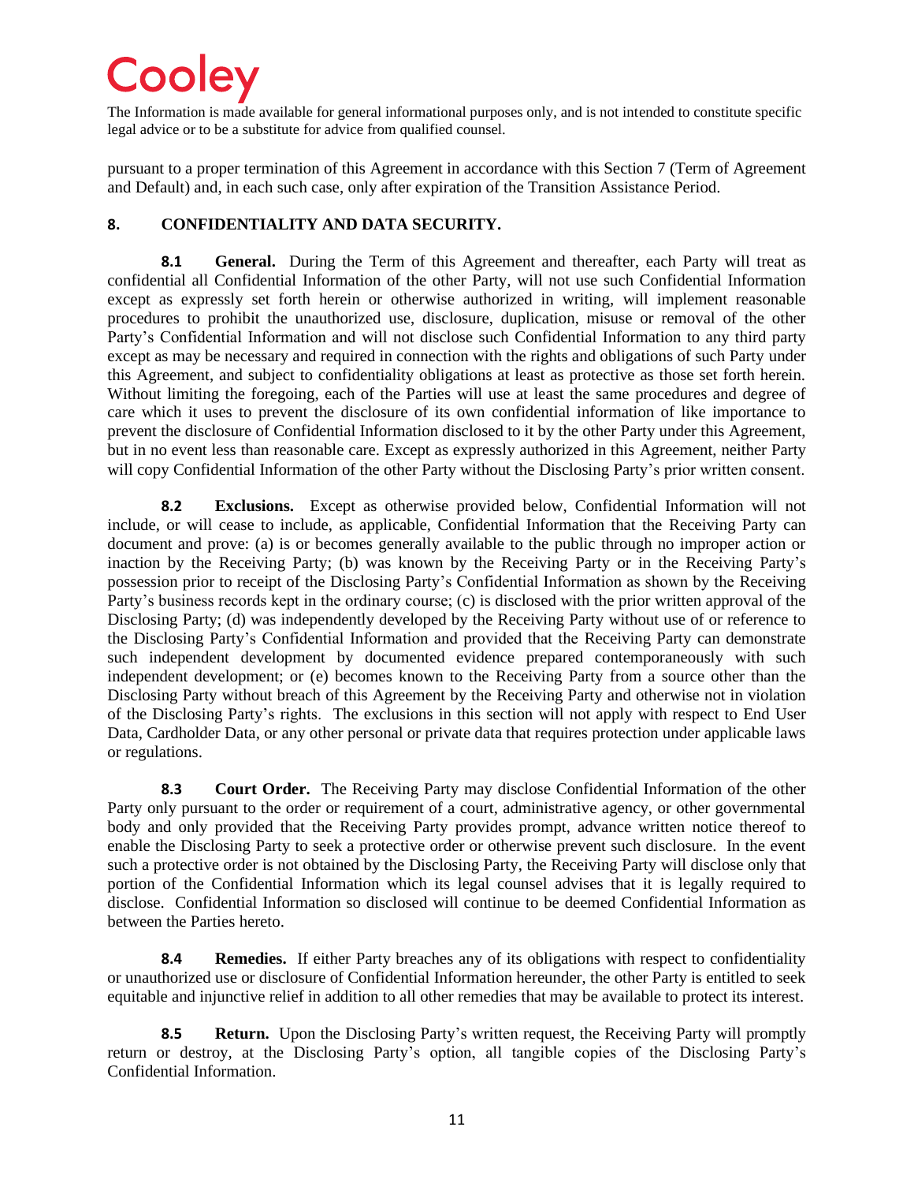pursuant to a proper termination of this Agreement in accordance with this Section 7 (Term of Agreement and Default) and, in each such case, only after expiration of the Transition Assistance Period.

## 8. CONFIDENTIALITY AND DATA SECURITY.

**8.1 General.** During the Term of this Agreement and thereafter, each Party will treat as confidential all Confidential Information of the other Party, will not use such Confidential Information except as expressly set forth herein or otherwise authorized in writing, will implement reasonable procedures to prohibit the unauthorized use, disclosure, duplication, misuse or removal of the other Party's Confidential Information and will not disclose such Confidential Information to any third party except as may be necessary and required in connection with the rights and obligations of such Party under this Agreement, and subject to confidentiality obligations at least as protective as those set forth herein. Without limiting the foregoing, each of the Parties will use at least the same procedures and degree of care which it uses to prevent the disclosure of its own confidential information of like importance to prevent the disclosure of Confidential Information disclosed to it by the other Party under this Agreement, but in no event less than reasonable care. Except as expressly authorized in this Agreement, neither Party will copy Confidential Information of the other Party without the Disclosing Party's prior written consent.

**8.2 Exclusions.** Except as otherwise provided below, Confidential Information will not include, or will cease to include, as applicable, Confidential Information that the Receiving Party can document and prove: (a) is or becomes generally available to the public through no improper action or inaction by the Receiving Party; (b) was known by the Receiving Party or in the Receiving Party's possession prior to receipt of the Disclosing Party's Confidential Information as shown by the Receiving Party's business records kept in the ordinary course; (c) is disclosed with the prior written approval of the Disclosing Party; (d) was independently developed by the Receiving Party without use of or reference to the Disclosing Party's Confidential Information and provided that the Receiving Party can demonstrate such independent development by documented evidence prepared contemporaneously with such independent development; or (e) becomes known to the Receiving Party from a source other than the Disclosing Party without breach of this Agreement by the Receiving Party and otherwise not in violation of the Disclosing Party's rights. The exclusions in this section will not apply with respect to End User Data, Cardholder Data, or any other personal or private data that requires protection under applicable laws or regulations.

**8.3 Court Order.** The Receiving Party may disclose Confidential Information of the other Party only pursuant to the order or requirement of a court, administrative agency, or other governmental body and only provided that the Receiving Party provides prompt, advance written notice thereof to enable the Disclosing Party to seek a protective order or otherwise prevent such disclosure. In the event such a protective order is not obtained by the Disclosing Party, the Receiving Party will disclose only that portion of the Confidential Information which its legal counsel advises that it is legally required to disclose. Confidential Information so disclosed will continue to be deemed Confidential Information as between the Parties hereto.

**8.4 Remedies.** If either Party breaches any of its obligations with respect to confidentiality or unauthorized use or disclosure of Confidential Information hereunder, the other Party is entitled to seek equitable and injunctive relief in addition to all other remedies that may be available to protect its interest.

**8.5 Return.** Upon the Disclosing Party's written request, the Receiving Party will promptly return or destroy, at the Disclosing Party's option, all tangible copies of the Disclosing Party's Confidential Information.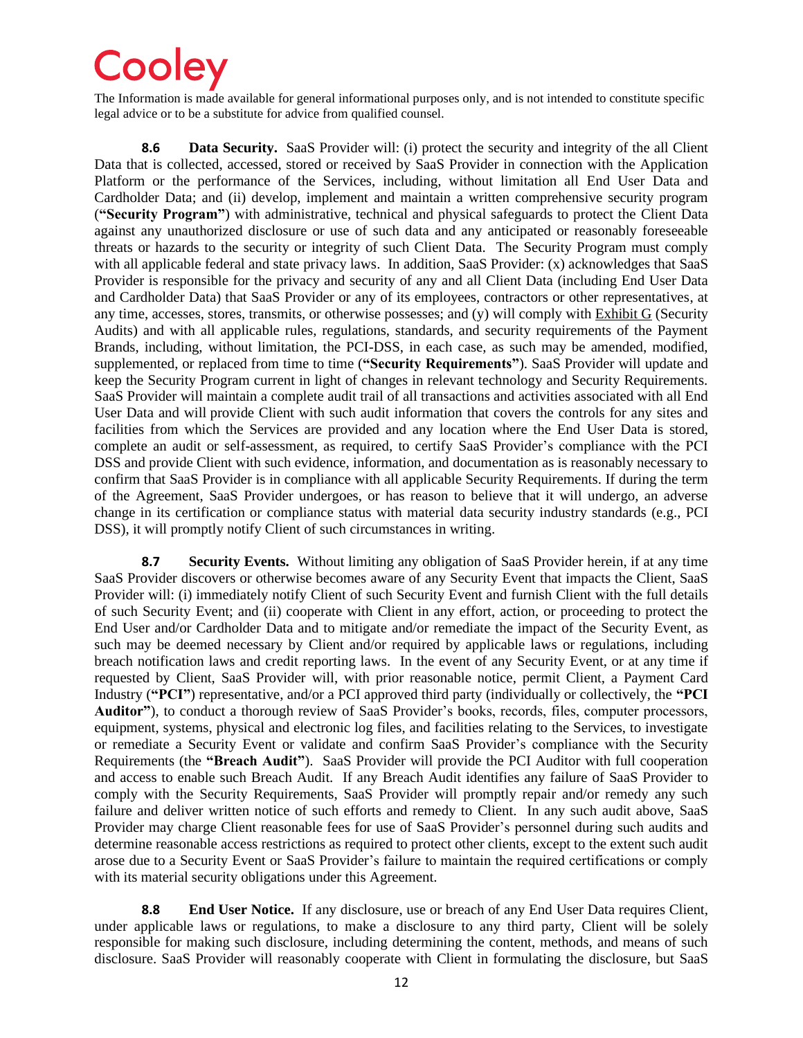Cooley

The Information is made available for general informational purposes only, and is not intended to constitute specific legal advice or to be a substitute for advice from qualified counsel.

**8.6 Data Security.** SaaS Provider will: (i) protect the security and integrity of the all Client Data that is collected, accessed, stored or received by SaaS Provider in connection with the Application Platform or the performance of the Services, including, without limitation all End User Data and Cardholder Data; and (ii) develop, implement and maintain a written comprehensive security program (**"Security Program"**) with administrative, technical and physical safeguards to protect the Client Data against any unauthorized disclosure or use of such data and any anticipated or reasonably foreseeable threats or hazards to the security or integrity of such Client Data. The Security Program must comply with all applicable federal and state privacy laws. In addition, SaaS Provider: (x) acknowledges that SaaS Provider is responsible for the privacy and security of any and all Client Data (including End User Data and Cardholder Data) that SaaS Provider or any of its employees, contractors or other representatives, at any time, accesses, stores, transmits, or otherwise possesses; and (y) will comply with Exhibit G (Security Audits) and with all applicable rules, regulations, standards, and security requirements of the Payment Brands, including, without limitation, the PCI-DSS, in each case, as such may be amended, modified, supplemented, or replaced from time to time (**"Security Requirements"**). SaaS Provider will update and keep the Security Program current in light of changes in relevant technology and Security Requirements. SaaS Provider will maintain a complete audit trail of all transactions and activities associated with all End User Data and will provide Client with such audit information that covers the controls for any sites and facilities from which the Services are provided and any location where the End User Data is stored, complete an audit or self-assessment, as required, to certify SaaS Provider's compliance with the PCI DSS and provide Client with such evidence, information, and documentation as is reasonably necessary to confirm that SaaS Provider is in compliance with all applicable Security Requirements. If during the term of the Agreement, SaaS Provider undergoes, or has reason to believe that it will undergo, an adverse change in its certification or compliance status with material data security industry standards (e.g., PCI DSS), it will promptly notify Client of such circumstances in writing.

**8.7 Security Events.** Without limiting any obligation of SaaS Provider herein, if at any time SaaS Provider discovers or otherwise becomes aware of any Security Event that impacts the Client, SaaS Provider will: (i) immediately notify Client of such Security Event and furnish Client with the full details of such Security Event; and (ii) cooperate with Client in any effort, action, or proceeding to protect the End User and/or Cardholder Data and to mitigate and/or remediate the impact of the Security Event, as such may be deemed necessary by Client and/or required by applicable laws or regulations, including breach notification laws and credit reporting laws. In the event of any Security Event, or at any time if requested by Client, SaaS Provider will, with prior reasonable notice, permit Client, a Payment Card Industry (**"PCI"**) representative, and/or a PCI approved third party (individually or collectively, the **"PCI Auditor"**), to conduct a thorough review of SaaS Provider's books, records, files, computer processors, equipment, systems, physical and electronic log files, and facilities relating to the Services, to investigate or remediate a Security Event or validate and confirm SaaS Provider's compliance with the Security Requirements (the **"Breach Audit"**). SaaS Provider will provide the PCI Auditor with full cooperation and access to enable such Breach Audit. If any Breach Audit identifies any failure of SaaS Provider to comply with the Security Requirements, SaaS Provider will promptly repair and/or remedy any such failure and deliver written notice of such efforts and remedy to Client. In any such audit above, SaaS Provider may charge Client reasonable fees for use of SaaS Provider's personnel during such audits and determine reasonable access restrictions as required to protect other clients, except to the extent such audit arose due to a Security Event or SaaS Provider's failure to maintain the required certifications or comply with its material security obligations under this Agreement.

**8.8 End User Notice.** If any disclosure, use or breach of any End User Data requires Client, under applicable laws or regulations, to make a disclosure to any third party, Client will be solely responsible for making such disclosure, including determining the content, methods, and means of such disclosure. SaaS Provider will reasonably cooperate with Client in formulating the disclosure, but SaaS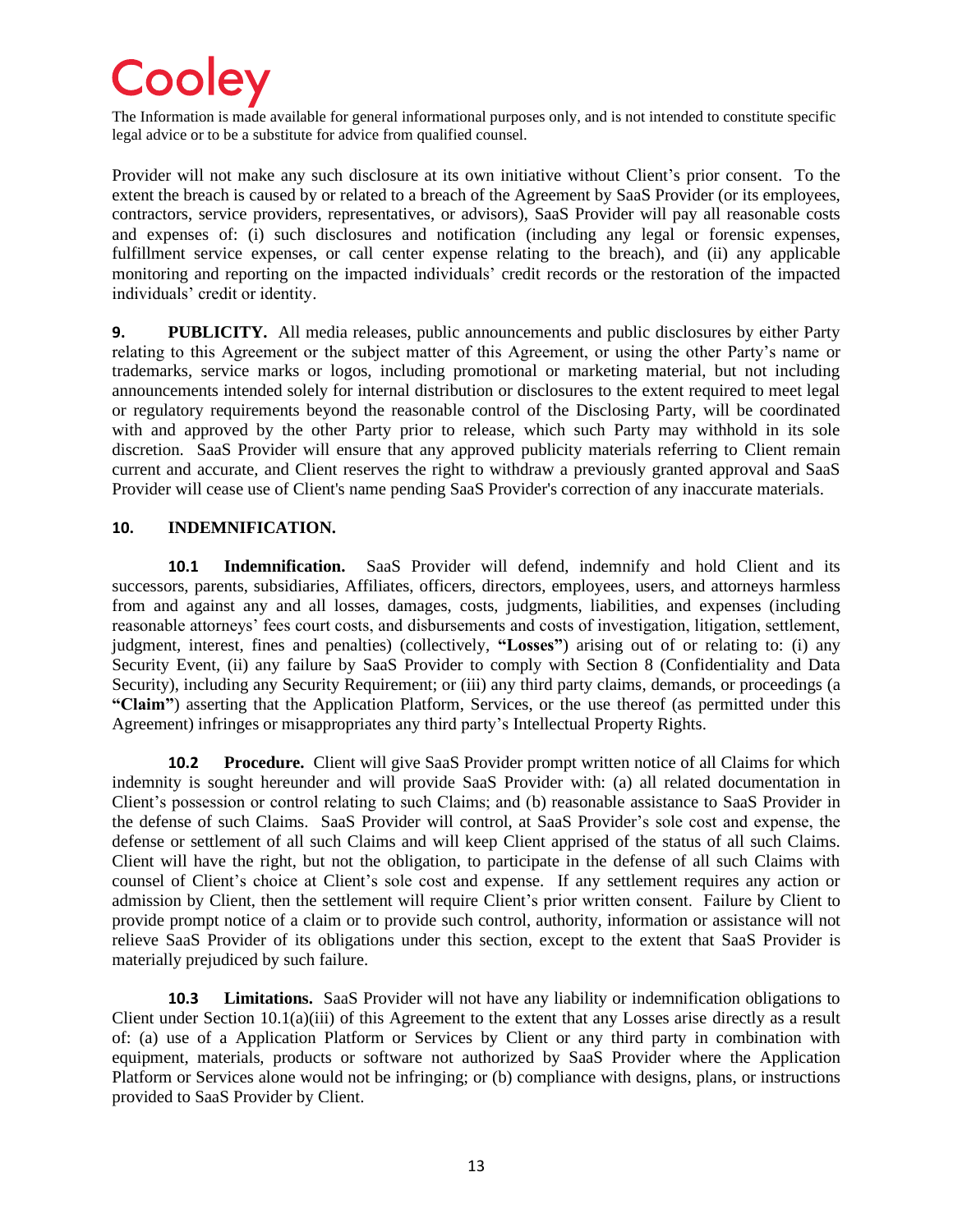Provider will not make any such disclosure at its own initiative without Client's prior consent. To the extent the breach is caused by or related to a breach of the Agreement by SaaS Provider (or its employees, contractors, service providers, representatives, or advisors), SaaS Provider will pay all reasonable costs and expenses of: (i) such disclosures and notification (including any legal or forensic expenses, fulfillment service expenses, or call center expense relating to the breach), and (ii) any applicable monitoring and reporting on the impacted individuals' credit records or the restoration of the impacted individuals' credit or identity.

**9. PUBLICITY.** All media releases, public announcements and public disclosures by either Party relating to this Agreement or the subject matter of this Agreement, or using the other Party's name or trademarks, service marks or logos, including promotional or marketing material, but not including announcements intended solely for internal distribution or disclosures to the extent required to meet legal or regulatory requirements beyond the reasonable control of the Disclosing Party, will be coordinated with and approved by the other Party prior to release, which such Party may withhold in its sole discretion. SaaS Provider will ensure that any approved publicity materials referring to Client remain current and accurate, and Client reserves the right to withdraw a previously granted approval and SaaS Provider will cease use of Client's name pending SaaS Provider's correction of any inaccurate materials.

**10. INDEMNIFICATION.**

**10.1 Indemnification.** SaaS Provider will defend, indemnify and hold Client and its successors, parents, subsidiaries, Affiliates, officers, directors, employees, users, and attorneys harmless from and against any and all losses, damages, costs, judgments, liabilities, and expenses (including reasonable attorneys' fees court costs, and disbursements and costs of investigation, litigation, settlement, judgment, interest, fines and penalties) (collectively, **"Losses"**) arising out of or relating to: (i) any Security Event, (ii) any failure by SaaS Provider to comply with Section 8 (Confidentiality and Data Security), including any Security Requirement; or (iii) any third party claims, demands, or proceedings (a **"Claim"**) asserting that the Application Platform, Services, or the use thereof (as permitted under this Agreement) infringes or misappropriates any third party's Intellectual Property Rights.

**10.2 Procedure.** Client will give SaaS Provider prompt written notice of all Claims for which indemnity is sought hereunder and will provide SaaS Provider with: (a) all related documentation in Client's possession or control relating to such Claims; and (b) reasonable assistance to SaaS Provider in the defense of such Claims. SaaS Provider will control, at SaaS Provider's sole cost and expense, the defense or settlement of all such Claims and will keep Client apprised of the status of all such Claims. Client will have the right, but not the obligation, to participate in the defense of all such Claims with counsel of Client's choice at Client's sole cost and expense. If any settlement requires any action or admission by Client, then the settlement will require Client's prior written consent. Failure by Client to provide prompt notice of a claim or to provide such control, authority, information or assistance will not relieve SaaS Provider of its obligations under this section, except to the extent that SaaS Provider is materially prejudiced by such failure.

**10.3 Limitations.** SaaS Provider will not have any liability or indemnification obligations to Client under Section 10.1(a)(iii) of this Agreement to the extent that any Losses arise directly as a result of: (a) use of a Application Platform or Services by Client or any third party in combination with equipment, materials, products or software not authorized by SaaS Provider where the Application Platform or Services alone would not be infringing; or (b) compliance with designs, plans, or instructions provided to SaaS Provider by Client.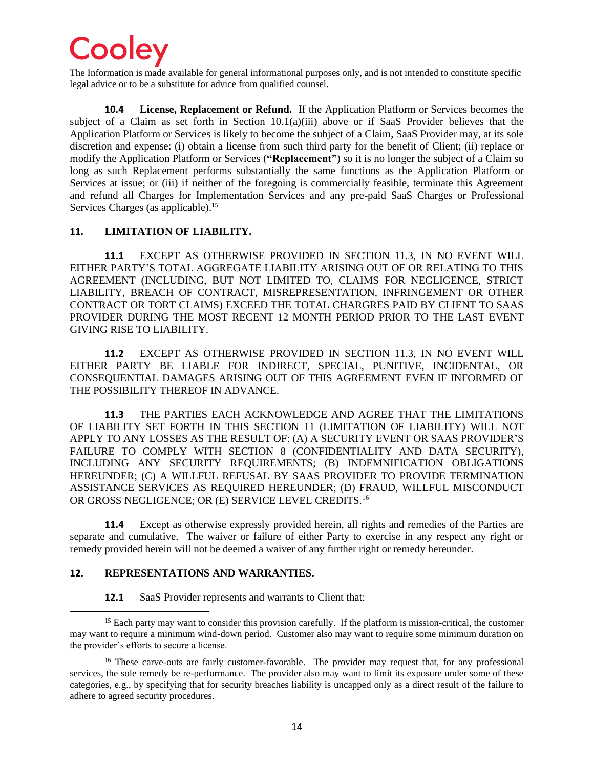The Information is made available for general informational purposes only, and is not intended to constitute specific legal advice or to be a substitute for advice from qualified counsel.

**10.4 License, Replacement or Refund.** If the Application Platform or Services becomes the subject of a Claim as set forth in Section 10.1(a)(iii) above or if SaaS Provider believes that the Application Platform or Services is likely to become the subject of a Claim, SaaS Provider may, at its sole discretion and expense: (i) obtain a license from such third party for the benefit of Client; (ii) replace or modify the Application Platform or Services (**"Replacement"**) so it is no longer the subject of a Claim so long as such Replacement performs substantially the same functions as the Application Platform or Services at issue; or (iii) if neither of the foregoing is commercially feasible, terminate this Agreement and refund all Charges for Implementation Services and any pre-paid SaaS Charges or Professional Services Charges (as applicable).[15]

## 11. LIMITATION OF LIABILITY.

**11.1** EXCEPT AS OTHERWISE PROVIDED IN SECTION 11.3, IN NO EVENT WILL EITHER PARTY'S TOTAL AGGREGATE LIABILITY ARISING OUT OF OR RELATING TO THIS AGREEMENT (INCLUDING, BUT NOT LIMITED TO, CLAIMS FOR NEGLIGENCE, STRICT LIABILITY, BREACH OF CONTRACT, MISREPRESENTATION, INFRINGEMENT OR OTHER CONTRACT OR TORT CLAIMS) EXCEED THE TOTAL CHARGRES PAID BY CLIENT TO SAAS PROVIDER DURING THE MOST RECENT 12 MONTH PERIOD PRIOR TO THE LAST EVENT GIVING RISE TO LIABILITY.

**11.2** EXCEPT AS OTHERWISE PROVIDED IN SECTION 11.3, IN NO EVENT WILL EITHER PARTY BE LIABLE FOR INDIRECT, SPECIAL, PUNITIVE, INCIDENTAL, OR CONSEQUENTIAL DAMAGES ARISING OUT OF THIS AGREEMENT EVEN IF INFORMED OF THE POSSIBILITY THEREOF IN ADVANCE.

**11.3** THE PARTIES EACH ACKNOWLEDGE AND AGREE THAT THE LIMITATIONS OF LIABILITY SET FORTH IN THIS SECTION 11 (LIMITATION OF LIABILITY) WILL NOT APPLY TO ANY LOSSES AS THE RESULT OF: (A) A SECURITY EVENT OR SAAS PROVIDER'S FAILURE TO COMPLY WITH SECTION 8 (CONFIDENTIALITY AND DATA SECURITY), INCLUDING ANY SECURITY REQUIREMENTS; (B) INDEMNIFICATION OBLIGATIONS HEREUNDER; (C) A WILLFUL REFUSAL BY SAAS PROVIDER TO PROVIDE TERMINATION ASSISTANCE SERVICES AS REQUIRED HEREUNDER; (D) FRAUD, WILLFUL MISCONDUCT OR GROSS NEGLIGENCE; OR (E) SERVICE LEVEL CREDITS.[16]

**11.4** Except as otherwise expressly provided herein, all rights and remedies of the Parties are separate and cumulative. The waiver or failure of either Party to exercise in any respect any right or remedy provided herein will not be deemed a waiver of any further right or remedy hereunder.

## 12. REPRESENTATIONS AND WARRANTIES.

**12.1** SaaS Provider represents and warrants to Client that:

---

[15] Each party may want to consider this provision carefully. If the platform is mission-critical, the customer may want to require a minimum wind-down period. Customer also may want to require some minimum duration on the provider's efforts to secure a license.

[16] These carve-outs are fairly customer-favorable. The provider may request that, for any professional services, the sole remedy be re-performance. The provider also may want to limit its exposure under some of these categories, e.g., by specifying that for security breaches liability is uncapped only as a direct result of the failure to adhere to agreed security procedures.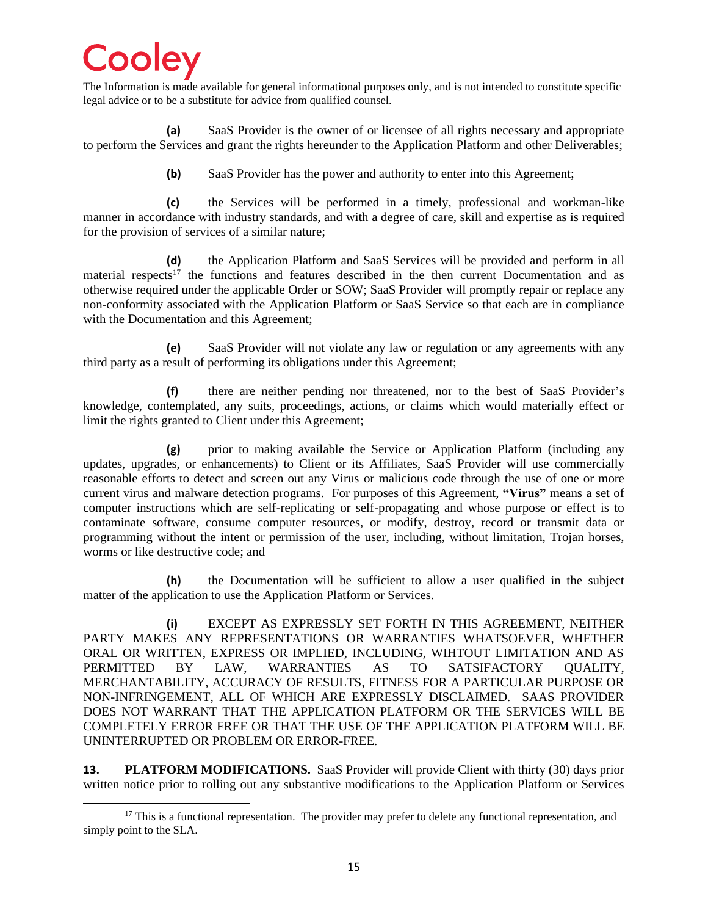The Information is made available for general informational purposes only, and is not intended to constitute specific legal advice or to be a substitute for advice from qualified counsel.

**(a)** SaaS Provider is the owner of or licensee of all rights necessary and appropriate to perform the Services and grant the rights hereunder to the Application Platform and other Deliverables;

**(b)** SaaS Provider has the power and authority to enter into this Agreement;

**(c)** the Services will be performed in a timely, professional and workman-like manner in accordance with industry standards, and with a degree of care, skill and expertise as is required for the provision of services of a similar nature;

**(d)** the Application Platform and SaaS Services will be provided and perform in all material respects[17] the functions and features described in the then current Documentation and as otherwise required under the applicable Order or SOW; SaaS Provider will promptly repair or replace any non-conformity associated with the Application Platform or SaaS Service so that each are in compliance with the Documentation and this Agreement;

**(e)** SaaS Provider will not violate any law or regulation or any agreements with any third party as a result of performing its obligations under this Agreement;

**(f)** there are neither pending nor threatened, nor to the best of SaaS Provider's knowledge, contemplated, any suits, proceedings, actions, or claims which would materially effect or limit the rights granted to Client under this Agreement;

**(g)** prior to making available the Service or Application Platform (including any updates, upgrades, or enhancements) to Client or its Affiliates, SaaS Provider will use commercially reasonable efforts to detect and screen out any Virus or malicious code through the use of one or more current virus and malware detection programs. For purposes of this Agreement, **"Virus"** means a set of computer instructions which are self-replicating or self-propagating and whose purpose or effect is to contaminate software, consume computer resources, or modify, destroy, record or transmit data or programming without the intent or permission of the user, including, without limitation, Trojan horses, worms or like destructive code; and

**(h)** the Documentation will be sufficient to allow a user qualified in the subject matter of the application to use the Application Platform or Services.

**(i)** EXCEPT AS EXPRESSLY SET FORTH IN THIS AGREEMENT, NEITHER PARTY MAKES ANY REPRESENTATIONS OR WARRANTIES WHATSOEVER, WHETHER ORAL OR WRITTEN, EXPRESS OR IMPLIED, INCLUDING, WIHTOUT LIMITATION AND AS PERMITTED BY LAW, WARRANTIES AS TO SATSIFACTORY QUALITY, MERCHANTABILITY, ACCURACY OF RESULTS, FITNESS FOR A PARTICULAR PURPOSE OR NON-INFRINGEMENT, ALL OF WHICH ARE EXPRESSLY DISCLAIMED. SAAS PROVIDER DOES NOT WARRANT THAT THE APPLICATION PLATFORM OR THE SERVICES WILL BE COMPLETELY ERROR FREE OR THAT THE USE OF THE APPLICATION PLATFORM WILL BE UNINTERRUPTED OR PROBLEM OR ERROR-FREE.

**13. PLATFORM MODIFICATIONS.** SaaS Provider will provide Client with thirty (30) days prior written notice prior to rolling out any substantive modifications to the Application Platform or Services

---

[17] This is a functional representation. The provider may prefer to delete any functional representation, and simply point to the SLA.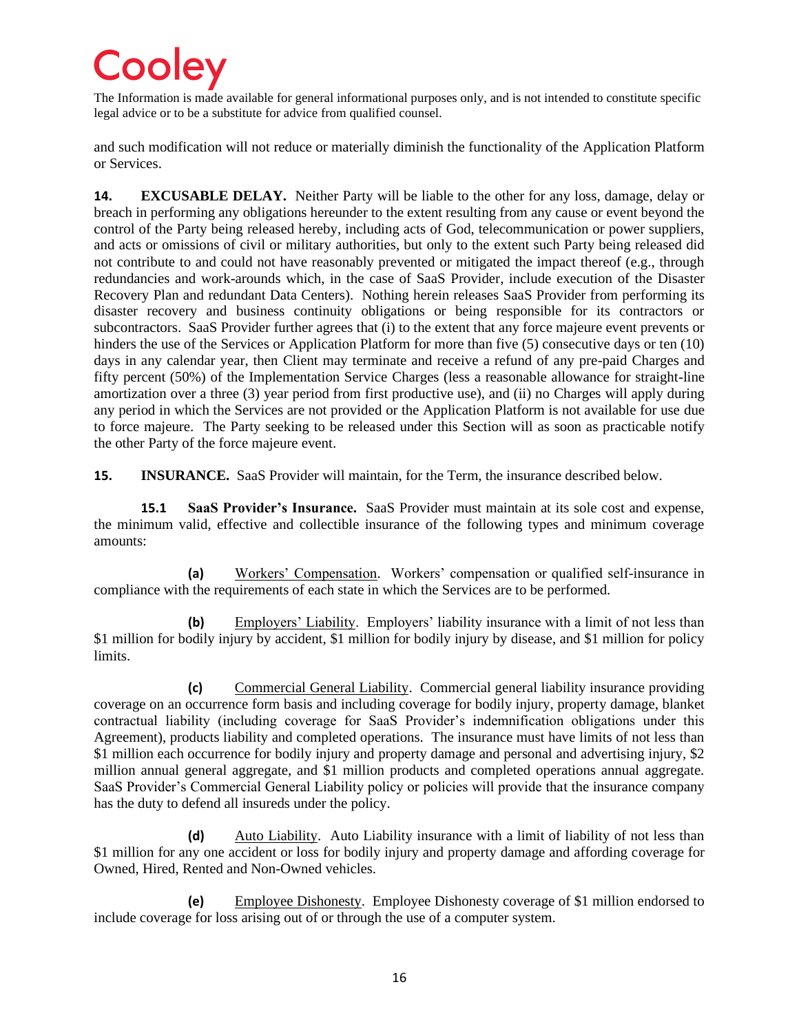and such modification will not reduce or materially diminish the functionality of the Application Platform or Services.

**14. EXCUSABLE DELAY.** Neither Party will be liable to the other for any loss, damage, delay or breach in performing any obligations hereunder to the extent resulting from any cause or event beyond the control of the Party being released hereby, including acts of God, telecommunication or power suppliers, and acts or omissions of civil or military authorities, but only to the extent such Party being released did not contribute to and could not have reasonably prevented or mitigated the impact thereof (e.g., through redundancies and work-arounds which, in the case of SaaS Provider, include execution of the Disaster Recovery Plan and redundant Data Centers). Nothing herein releases SaaS Provider from performing its disaster recovery and business continuity obligations or being responsible for its contractors or subcontractors. SaaS Provider further agrees that (i) to the extent that any force majeure event prevents or hinders the use of the Services or Application Platform for more than five (5) consecutive days or ten (10) days in any calendar year, then Client may terminate and receive a refund of any pre-paid Charges and fifty percent (50%) of the Implementation Service Charges (less a reasonable allowance for straight-line amortization over a three (3) year period from first productive use), and (ii) no Charges will apply during any period in which the Services are not provided or the Application Platform is not available for use due to force majeure. The Party seeking to be released under this Section will as soon as practicable notify the other Party of the force majeure event.

**15. INSURANCE.** SaaS Provider will maintain, for the Term, the insurance described below.

**15.1 SaaS Provider's Insurance.** SaaS Provider must maintain at its sole cost and expense, the minimum valid, effective and collectible insurance of the following types and minimum coverage amounts:

**(a)** Workers' Compensation. Workers' compensation or qualified self-insurance in compliance with the requirements of each state in which the Services are to be performed.

**(b)** Employers' Liability. Employers' liability insurance with a limit of not less than $1 million for bodily injury by accident, $1 million for bodily injury by disease, and $1 million for policy limits.

**(c)** Commercial General Liability. Commercial general liability insurance providing coverage on an occurrence form basis and including coverage for bodily injury, property damage, blanket contractual liability (including coverage for SaaS Provider's indemnification obligations under this Agreement), products liability and completed operations. The insurance must have limits of not less than $1 million each occurrence for bodily injury and property damage and personal and advertising injury, $2 million annual general aggregate, and $1 million products and completed operations annual aggregate. SaaS Provider's Commercial General Liability policy or policies will provide that the insurance company has the duty to defend all insureds under the policy.

**(d)** Auto Liability. Auto Liability insurance with a limit of liability of not less than $1 million for any one accident or loss for bodily injury and property damage and affording coverage for Owned, Hired, Rented and Non-Owned vehicles.

**(e)** Employee Dishonesty. Employee Dishonesty coverage of $1 million endorsed to include coverage for loss arising out of or through the use of a computer system.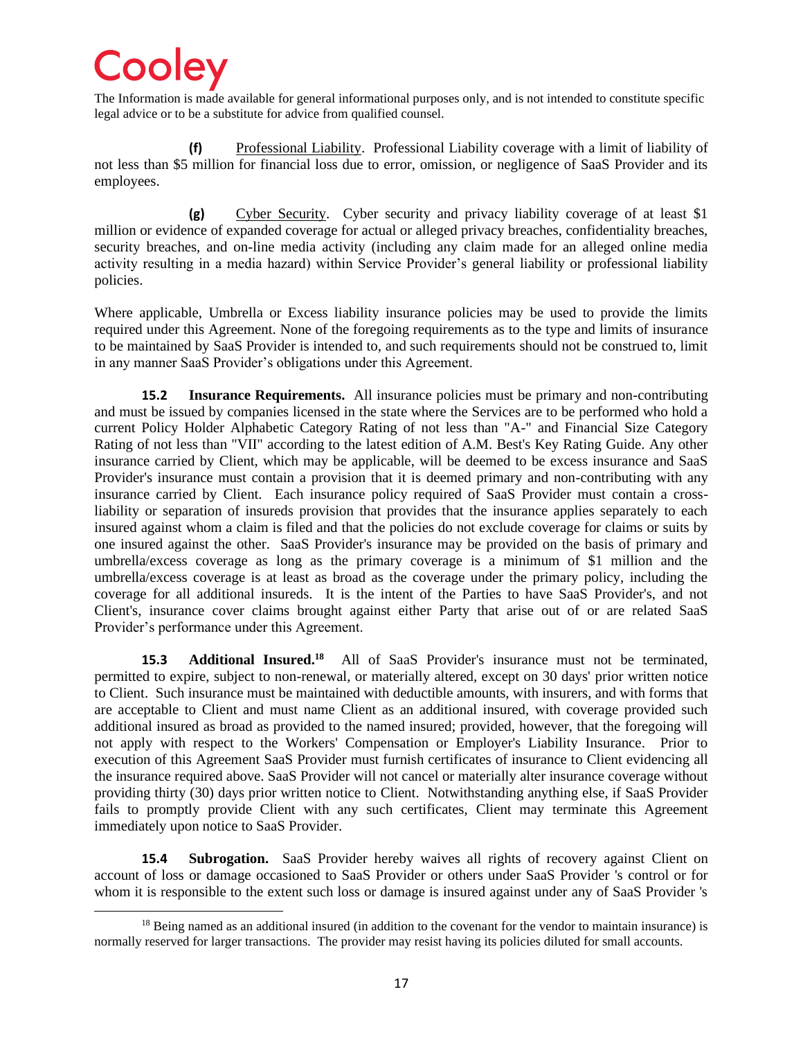The Information is made available for general informational purposes only, and is not intended to constitute specific legal advice or to be a substitute for advice from qualified counsel.

**(f)** Professional Liability. Professional Liability coverage with a limit of liability of not less than $5 million for financial loss due to error, omission, or negligence of SaaS Provider and its employees.

**(g)** Cyber Security. Cyber security and privacy liability coverage of at least $1 million or evidence of expanded coverage for actual or alleged privacy breaches, confidentiality breaches, security breaches, and on-line media activity (including any claim made for an alleged online media activity resulting in a media hazard) within Service Provider's general liability or professional liability policies.

Where applicable, Umbrella or Excess liability insurance policies may be used to provide the limits required under this Agreement. None of the foregoing requirements as to the type and limits of insurance to be maintained by SaaS Provider is intended to, and such requirements should not be construed to, limit in any manner SaaS Provider's obligations under this Agreement.

**15.2 Insurance Requirements.** All insurance policies must be primary and non-contributing and must be issued by companies licensed in the state where the Services are to be performed who hold a current Policy Holder Alphabetic Category Rating of not less than "A-" and Financial Size Category Rating of not less than "VII" according to the latest edition of A.M. Best's Key Rating Guide. Any other insurance carried by Client, which may be applicable, will be deemed to be excess insurance and SaaS Provider's insurance must contain a provision that it is deemed primary and non-contributing with any insurance carried by Client. Each insurance policy required of SaaS Provider must contain a cross-liability or separation of insureds provision that provides that the insurance applies separately to each insured against whom a claim is filed and that the policies do not exclude coverage for claims or suits by one insured against the other. SaaS Provider's insurance may be provided on the basis of primary and umbrella/excess coverage as long as the primary coverage is a minimum of $1 million and the umbrella/excess coverage is at least as broad as the coverage under the primary policy, including the coverage for all additional insureds. It is the intent of the Parties to have SaaS Provider's, and not Client's, insurance cover claims brought against either Party that arise out of or are related SaaS Provider's performance under this Agreement.

**15.3 Additional Insured.**[18] All of SaaS Provider's insurance must not be terminated, permitted to expire, subject to non-renewal, or materially altered, except on 30 days' prior written notice to Client. Such insurance must be maintained with deductible amounts, with insurers, and with forms that are acceptable to Client and must name Client as an additional insured, with coverage provided such additional insured as broad as provided to the named insured; provided, however, that the foregoing will not apply with respect to the Workers' Compensation or Employer's Liability Insurance. Prior to execution of this Agreement SaaS Provider must furnish certificates of insurance to Client evidencing all the insurance required above. SaaS Provider will not cancel or materially alter insurance coverage without providing thirty (30) days prior written notice to Client. Notwithstanding anything else, if SaaS Provider fails to promptly provide Client with any such certificates, Client may terminate this Agreement immediately upon notice to SaaS Provider.

**15.4 Subrogation.** SaaS Provider hereby waives all rights of recovery against Client on account of loss or damage occasioned to SaaS Provider or others under SaaS Provider 's control or for whom it is responsible to the extent such loss or damage is insured against under any of SaaS Provider 's

[18] Being named as an additional insured (in addition to the covenant for the vendor to maintain insurance) is normally reserved for larger transactions. The provider may resist having its policies diluted for small accounts.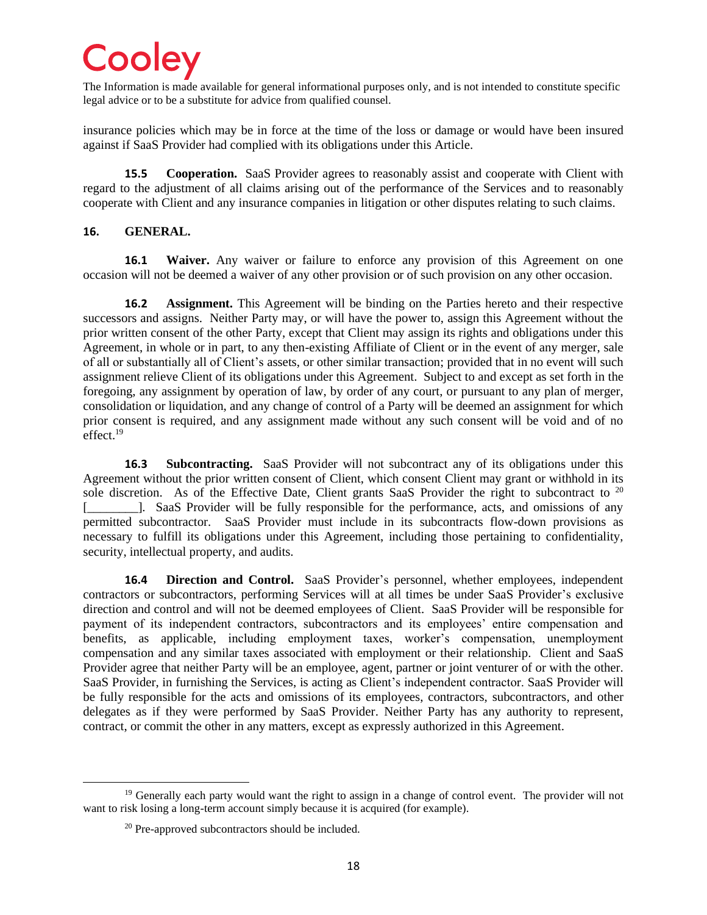insurance policies which may be in force at the time of the loss or damage or would have been insured against if SaaS Provider had complied with its obligations under this Article.

**15.5 Cooperation.** SaaS Provider agrees to reasonably assist and cooperate with Client with regard to the adjustment of all claims arising out of the performance of the Services and to reasonably cooperate with Client and any insurance companies in litigation or other disputes relating to such claims.

## 16. GENERAL.

**16.1 Waiver.** Any waiver or failure to enforce any provision of this Agreement on one occasion will not be deemed a waiver of any other provision or of such provision on any other occasion.

**16.2 Assignment.** This Agreement will be binding on the Parties hereto and their respective successors and assigns. Neither Party may, or will have the power to, assign this Agreement without the prior written consent of the other Party, except that Client may assign its rights and obligations under this Agreement, in whole or in part, to any then-existing Affiliate of Client or in the event of any merger, sale of all or substantially all of Client's assets, or other similar transaction; provided that in no event will such assignment relieve Client of its obligations under this Agreement. Subject to and except as set forth in the foregoing, any assignment by operation of law, by order of any court, or pursuant to any plan of merger, consolidation or liquidation, and any change of control of a Party will be deemed an assignment for which prior consent is required, and any assignment made without any such consent will be void and of no effect.[19]

**16.3 Subcontracting.** SaaS Provider will not subcontract any of its obligations under this Agreement without the prior written consent of Client, which consent Client may grant or withhold in its sole discretion. As of the Effective Date, Client grants SaaS Provider the right to subcontract to [20] [________]. SaaS Provider will be fully responsible for the performance, acts, and omissions of any permitted subcontractor. SaaS Provider must include in its subcontracts flow-down provisions as necessary to fulfill its obligations under this Agreement, including those pertaining to confidentiality, security, intellectual property, and audits.

**16.4 Direction and Control.** SaaS Provider's personnel, whether employees, independent contractors or subcontractors, performing Services will at all times be under SaaS Provider's exclusive direction and control and will not be deemed employees of Client. SaaS Provider will be responsible for payment of its independent contractors, subcontractors and its employees' entire compensation and benefits, as applicable, including employment taxes, worker's compensation, unemployment compensation and any similar taxes associated with employment or their relationship. Client and SaaS Provider agree that neither Party will be an employee, agent, partner or joint venturer of or with the other. SaaS Provider, in furnishing the Services, is acting as Client's independent contractor. SaaS Provider will be fully responsible for the acts and omissions of its employees, contractors, subcontractors, and other delegates as if they were performed by SaaS Provider. Neither Party has any authority to represent, contract, or commit the other in any matters, except as expressly authorized in this Agreement.

---

[19] Generally each party would want the right to assign in a change of control event. The provider will not want to risk losing a long-term account simply because it is acquired (for example).

[20] Pre-approved subcontractors should be included.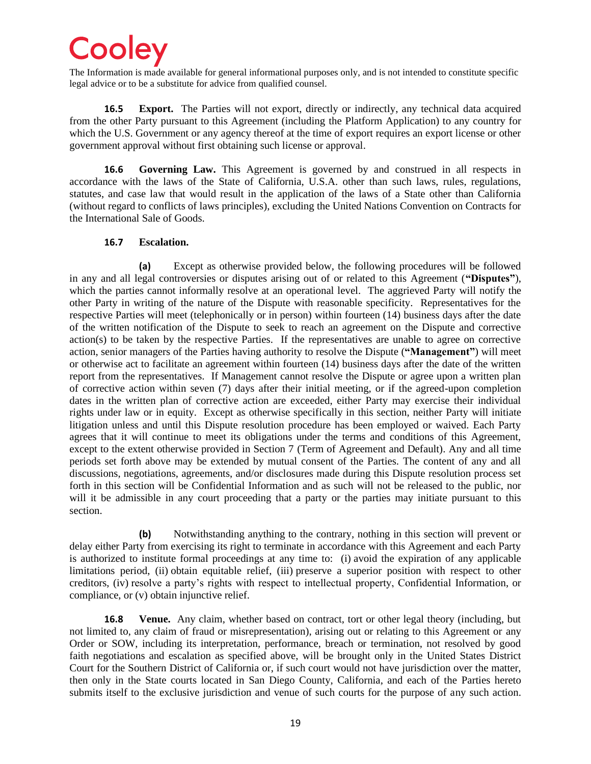The Information is made available for general informational purposes only, and is not intended to constitute specific legal advice or to be a substitute for advice from qualified counsel.

**16.5 Export.** The Parties will not export, directly or indirectly, any technical data acquired from the other Party pursuant to this Agreement (including the Platform Application) to any country for which the U.S. Government or any agency thereof at the time of export requires an export license or other government approval without first obtaining such license or approval.

**16.6 Governing Law.** This Agreement is governed by and construed in all respects in accordance with the laws of the State of California, U.S.A. other than such laws, rules, regulations, statutes, and case law that would result in the application of the laws of a State other than California (without regard to conflicts of laws principles), excluding the United Nations Convention on Contracts for the International Sale of Goods.

**16.7 Escalation.**

**(a)** Except as otherwise provided below, the following procedures will be followed in any and all legal controversies or disputes arising out of or related to this Agreement (**"Disputes"**), which the parties cannot informally resolve at an operational level. The aggrieved Party will notify the other Party in writing of the nature of the Dispute with reasonable specificity. Representatives for the respective Parties will meet (telephonically or in person) within fourteen (14) business days after the date of the written notification of the Dispute to seek to reach an agreement on the Dispute and corrective action(s) to be taken by the respective Parties. If the representatives are unable to agree on corrective action, senior managers of the Parties having authority to resolve the Dispute (**"Management"**) will meet or otherwise act to facilitate an agreement within fourteen (14) business days after the date of the written report from the representatives. If Management cannot resolve the Dispute or agree upon a written plan of corrective action within seven (7) days after their initial meeting, or if the agreed-upon completion dates in the written plan of corrective action are exceeded, either Party may exercise their individual rights under law or in equity. Except as otherwise specifically in this section, neither Party will initiate litigation unless and until this Dispute resolution procedure has been employed or waived. Each Party agrees that it will continue to meet its obligations under the terms and conditions of this Agreement, except to the extent otherwise provided in Section 7 (Term of Agreement and Default). Any and all time periods set forth above may be extended by mutual consent of the Parties. The content of any and all discussions, negotiations, agreements, and/or disclosures made during this Dispute resolution process set forth in this section will be Confidential Information and as such will not be released to the public, nor will it be admissible in any court proceeding that a party or the parties may initiate pursuant to this section.

**(b)** Notwithstanding anything to the contrary, nothing in this section will prevent or delay either Party from exercising its right to terminate in accordance with this Agreement and each Party is authorized to institute formal proceedings at any time to: (i) avoid the expiration of any applicable limitations period, (ii) obtain equitable relief, (iii) preserve a superior position with respect to other creditors, (iv) resolve a party's rights with respect to intellectual property, Confidential Information, or compliance, or (v) obtain injunctive relief.

**16.8 Venue.** Any claim, whether based on contract, tort or other legal theory (including, but not limited to, any claim of fraud or misrepresentation), arising out or relating to this Agreement or any Order or SOW, including its interpretation, performance, breach or termination, not resolved by good faith negotiations and escalation as specified above, will be brought only in the United States District Court for the Southern District of California or, if such court would not have jurisdiction over the matter, then only in the State courts located in San Diego County, California, and each of the Parties hereto submits itself to the exclusive jurisdiction and venue of such courts for the purpose of any such action.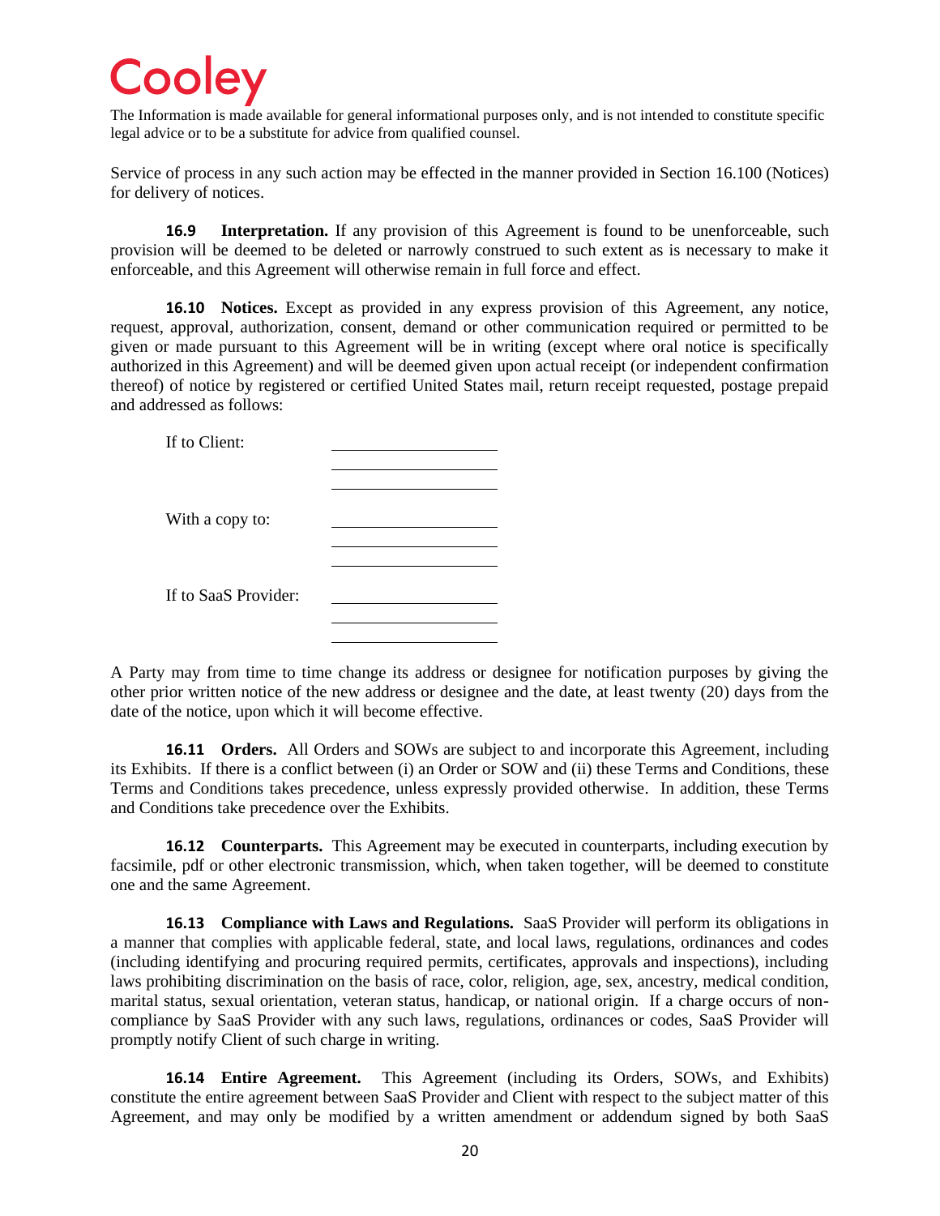The Information is made available for general informational purposes only, and is not intended to constitute specific legal advice or to be a substitute for advice from qualified counsel.

Service of process in any such action may be effected in the manner provided in Section 16.100 (Notices) for delivery of notices.

**16.9 Interpretation.** If any provision of this Agreement is found to be unenforceable, such provision will be deemed to be deleted or narrowly construed to such extent as is necessary to make it enforceable, and this Agreement will otherwise remain in full force and effect.

**16.10 Notices.** Except as provided in any express provision of this Agreement, any notice, request, approval, authorization, consent, demand or other communication required or permitted to be given or made pursuant to this Agreement will be in writing (except where oral notice is specifically authorized in this Agreement) and will be deemed given upon actual receipt (or independent confirmation thereof) of notice by registered or certified United States mail, return receipt requested, postage prepaid and addressed as follows:

If to Client: \_\_\_\_\_\_\_\_\_\_\_\_\_\_\_\_\_\_\_\_
\_\_\_\_\_\_\_\_\_\_\_\_\_\_\_\_\_\_\_\_
\_\_\_\_\_\_\_\_\_\_\_\_\_\_\_\_\_\_\_\_

With a copy to: \_\_\_\_\_\_\_\_\_\_\_\_\_\_\_\_\_\_\_\_
\_\_\_\_\_\_\_\_\_\_\_\_\_\_\_\_\_\_\_\_
\_\_\_\_\_\_\_\_\_\_\_\_\_\_\_\_\_\_\_\_

If to SaaS Provider: \_\_\_\_\_\_\_\_\_\_\_\_\_\_\_\_\_\_\_\_
\_\_\_\_\_\_\_\_\_\_\_\_\_\_\_\_\_\_\_\_
\_\_\_\_\_\_\_\_\_\_\_\_\_\_\_\_\_\_\_\_

A Party may from time to time change its address or designee for notification purposes by giving the other prior written notice of the new address or designee and the date, at least twenty (20) days from the date of the notice, upon which it will become effective.

**16.11 Orders.** All Orders and SOWs are subject to and incorporate this Agreement, including its Exhibits. If there is a conflict between (i) an Order or SOW and (ii) these Terms and Conditions, these Terms and Conditions takes precedence, unless expressly provided otherwise. In addition, these Terms and Conditions take precedence over the Exhibits.

**16.12 Counterparts.** This Agreement may be executed in counterparts, including execution by facsimile, pdf or other electronic transmission, which, when taken together, will be deemed to constitute one and the same Agreement.

**16.13 Compliance with Laws and Regulations.** SaaS Provider will perform its obligations in a manner that complies with applicable federal, state, and local laws, regulations, ordinances and codes (including identifying and procuring required permits, certificates, approvals and inspections), including laws prohibiting discrimination on the basis of race, color, religion, age, sex, ancestry, medical condition, marital status, sexual orientation, veteran status, handicap, or national origin. If a charge occurs of non-compliance by SaaS Provider with any such laws, regulations, ordinances or codes, SaaS Provider will promptly notify Client of such charge in writing.

**16.14 Entire Agreement.** This Agreement (including its Orders, SOWs, and Exhibits) constitute the entire agreement between SaaS Provider and Client with respect to the subject matter of this Agreement, and may only be modified by a written amendment or addendum signed by both SaaS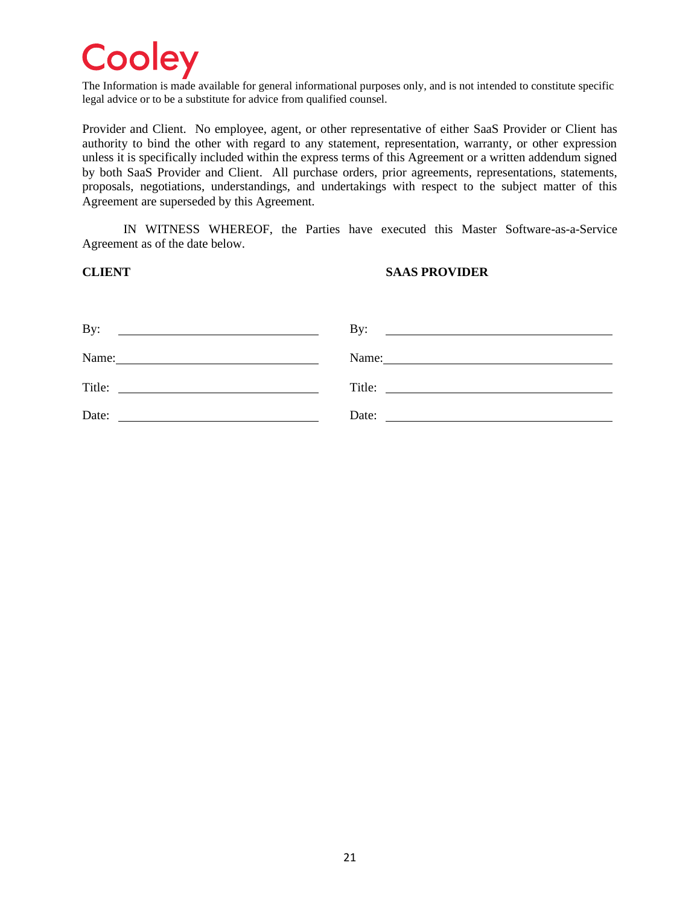Cooley

The Information is made available for general informational purposes only, and is not intended to constitute specific legal advice or to be a substitute for advice from qualified counsel.

Provider and Client. No employee, agent, or other representative of either SaaS Provider or Client has authority to bind the other with regard to any statement, representation, warranty, or other expression unless it is specifically included within the express terms of this Agreement or a written addendum signed by both SaaS Provider and Client. All purchase orders, prior agreements, representations, statements, proposals, negotiations, understandings, and undertakings with respect to the subject matter of this Agreement are superseded by this Agreement.

IN WITNESS WHEREOF, the Parties have executed this Master Software-as-a-Service Agreement as of the date below.

| **CLIENT** | **SAAS PROVIDER** |
|---|---|
| By: ______________________ | By: ______________________ |
| Name: ______________________ | Name: ______________________ |
| Title: ______________________ | Title: ______________________ |
| Date: ______________________ | Date: ______________________ |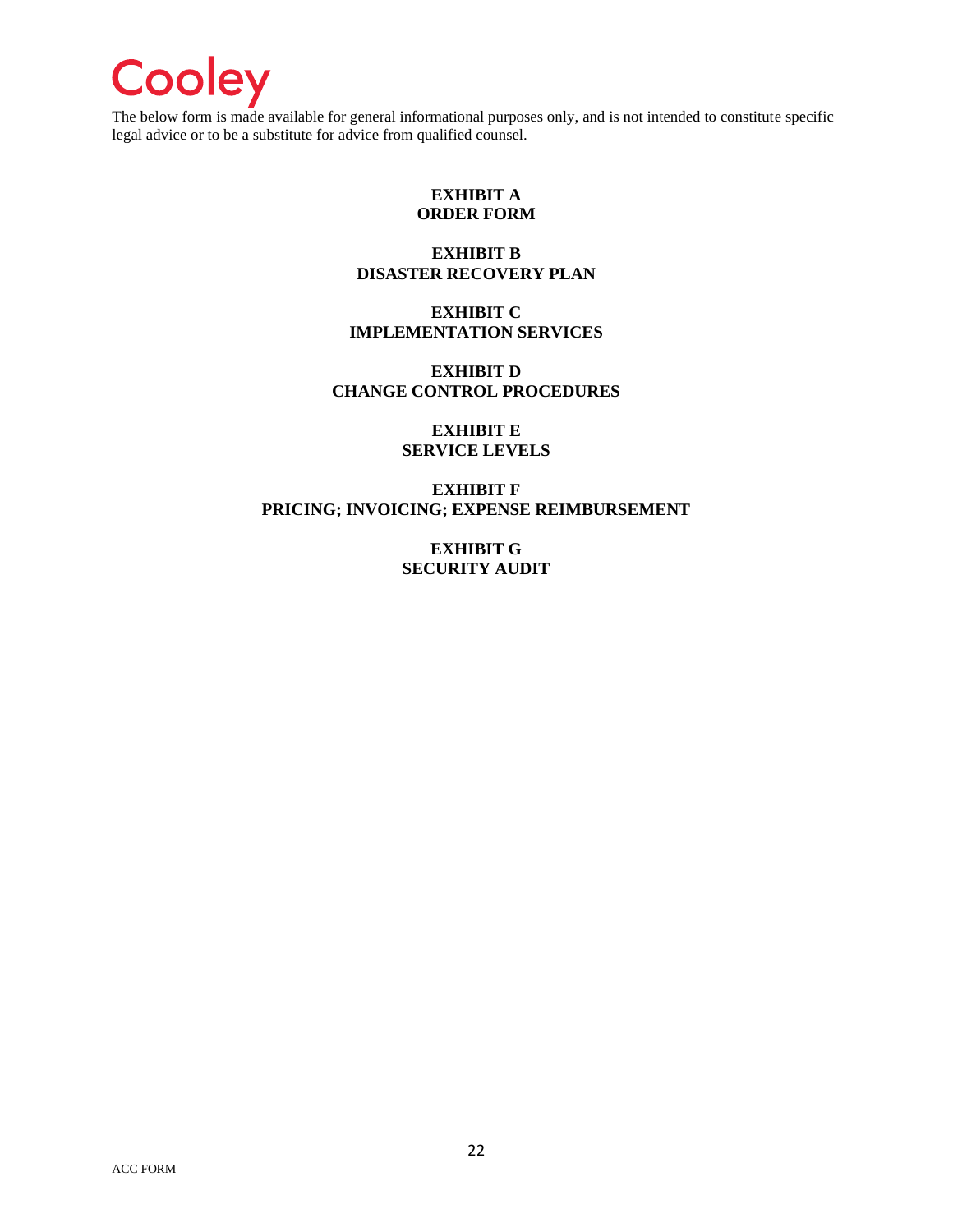Cooley

The below form is made available for general informational purposes only, and is not intended to constitute specific legal advice or to be a substitute for advice from qualified counsel.

**EXHIBIT A**
**ORDER FORM**

**EXHIBIT B**
**DISASTER RECOVERY PLAN**

**EXHIBIT C**
**IMPLEMENTATION SERVICES**

**EXHIBIT D**
**CHANGE CONTROL PROCEDURES**

**EXHIBIT E**
**SERVICE LEVELS**

**EXHIBIT F**
**PRICING; INVOICING; EXPENSE REIMBURSEMENT**

**EXHIBIT G**
**SECURITY AUDIT**